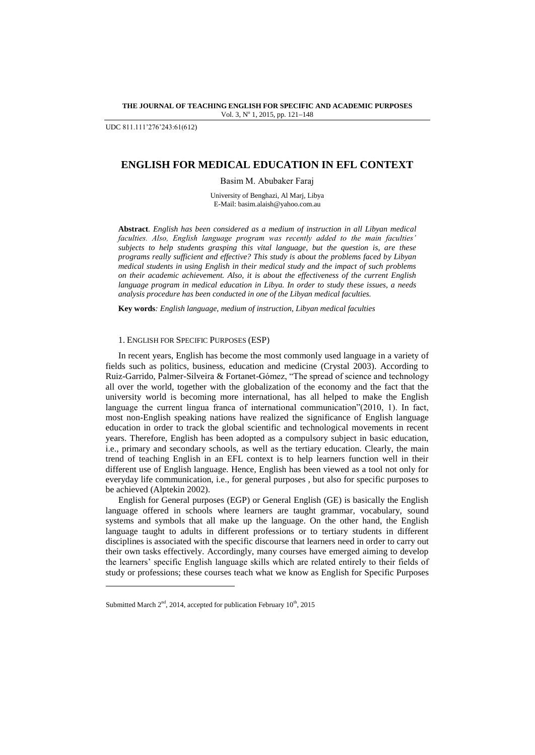UDC 811.111'276'243:61(612)

# ENGLISH FOR MEDICAL EDUCATION IN EFL CONTEXT

Basim M. Abubaker Faraj

University of Benghazi, Al Marj, Libya
E-Mail: basim.alaish@yahoo.com.au

**Abstract**. *English has been considered as a medium of instruction in all Libyan medical faculties. Also, English language program was recently added to the main faculties' subjects to help students grasping this vital language, but the question is, are these programs really sufficient and effective? This study is about the problems faced by Libyan medical students in using English in their medical study and the impact of such problems on their academic achievement. Also, it is about the effectiveness of the current English language program in medical education in Libya. In order to study these issues, a needs analysis procedure has been conducted in one of the Libyan medical faculties.*

**Key words**: *English language, medium of instruction, Libyan medical faculties*

## 1. ENGLISH FOR SPECIFIC PURPOSES (ESP)

In recent years, English has become the most commonly used language in a variety of fields such as politics, business, education and medicine (Crystal 2003). According to Ruiz-Garrido, Palmer-Silveira & Fortanet-Gómez, "The spread of science and technology all over the world, together with the globalization of the economy and the fact that the university world is becoming more international, has all helped to make the English language the current lingua franca of international communication"(2010, 1). In fact, most non-English speaking nations have realized the significance of English language education in order to track the global scientific and technological movements in recent years. Therefore, English has been adopted as a compulsory subject in basic education, i.e., primary and secondary schools, as well as the tertiary education. Clearly, the main trend of teaching English in an EFL context is to help learners function well in their different use of English language. Hence, English has been viewed as a tool not only for everyday life communication, i.e., for general purposes , but also for specific purposes to be achieved (Alptekin 2002).

English for General purposes (EGP) or General English (GE) is basically the English language offered in schools where learners are taught grammar, vocabulary, sound systems and symbols that all make up the language. On the other hand, the English language taught to adults in different professions or to tertiary students in different disciplines is associated with the specific discourse that learners need in order to carry out their own tasks effectively. Accordingly, many courses have emerged aiming to develop the learners' specific English language skills which are related entirely to their fields of study or professions; these courses teach what we know as English for Specific Purposes

Submitted March 2nd, 2014, accepted for publication February 10th, 2015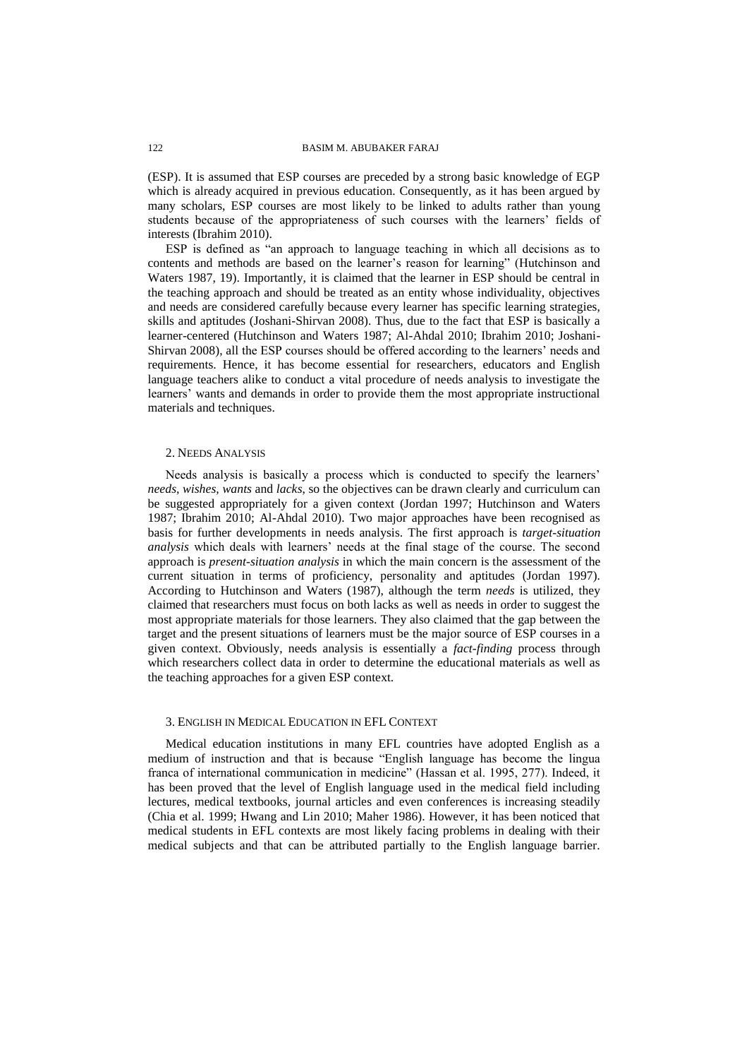(ESP). It is assumed that ESP courses are preceded by a strong basic knowledge of EGP which is already acquired in previous education. Consequently, as it has been argued by many scholars, ESP courses are most likely to be linked to adults rather than young students because of the appropriateness of such courses with the learners' fields of interests (Ibrahim 2010).

ESP is defined as "an approach to language teaching in which all decisions as to contents and methods are based on the learner's reason for learning" (Hutchinson and Waters 1987, 19). Importantly, it is claimed that the learner in ESP should be central in the teaching approach and should be treated as an entity whose individuality, objectives and needs are considered carefully because every learner has specific learning strategies, skills and aptitudes (Joshani-Shirvan 2008). Thus, due to the fact that ESP is basically a learner-centered (Hutchinson and Waters 1987; Al-Ahdal 2010; Ibrahim 2010; Joshani-Shirvan 2008), all the ESP courses should be offered according to the learners' needs and requirements. Hence, it has become essential for researchers, educators and English language teachers alike to conduct a vital procedure of needs analysis to investigate the learners' wants and demands in order to provide them the most appropriate instructional materials and techniques.

## 2. Needs Analysis

Needs analysis is basically a process which is conducted to specify the learners' *needs, wishes, wants* and *lacks*, so the objectives can be drawn clearly and curriculum can be suggested appropriately for a given context (Jordan 1997; Hutchinson and Waters 1987; Ibrahim 2010; Al-Ahdal 2010). Two major approaches have been recognised as basis for further developments in needs analysis. The first approach is *target-situation analysis* which deals with learners' needs at the final stage of the course. The second approach is *present-situation analysis* in which the main concern is the assessment of the current situation in terms of proficiency, personality and aptitudes (Jordan 1997). According to Hutchinson and Waters (1987), although the term *needs* is utilized, they claimed that researchers must focus on both lacks as well as needs in order to suggest the most appropriate materials for those learners. They also claimed that the gap between the target and the present situations of learners must be the major source of ESP courses in a given context. Obviously, needs analysis is essentially a *fact-finding* process through which researchers collect data in order to determine the educational materials as well as the teaching approaches for a given ESP context.

## 3. English in Medical Education in EFL Context

Medical education institutions in many EFL countries have adopted English as a medium of instruction and that is because "English language has become the lingua franca of international communication in medicine" (Hassan et al. 1995, 277). Indeed, it has been proved that the level of English language used in the medical field including lectures, medical textbooks, journal articles and even conferences is increasing steadily (Chia et al. 1999; Hwang and Lin 2010; Maher 1986). However, it has been noticed that medical students in EFL contexts are most likely facing problems in dealing with their medical subjects and that can be attributed partially to the English language barrier.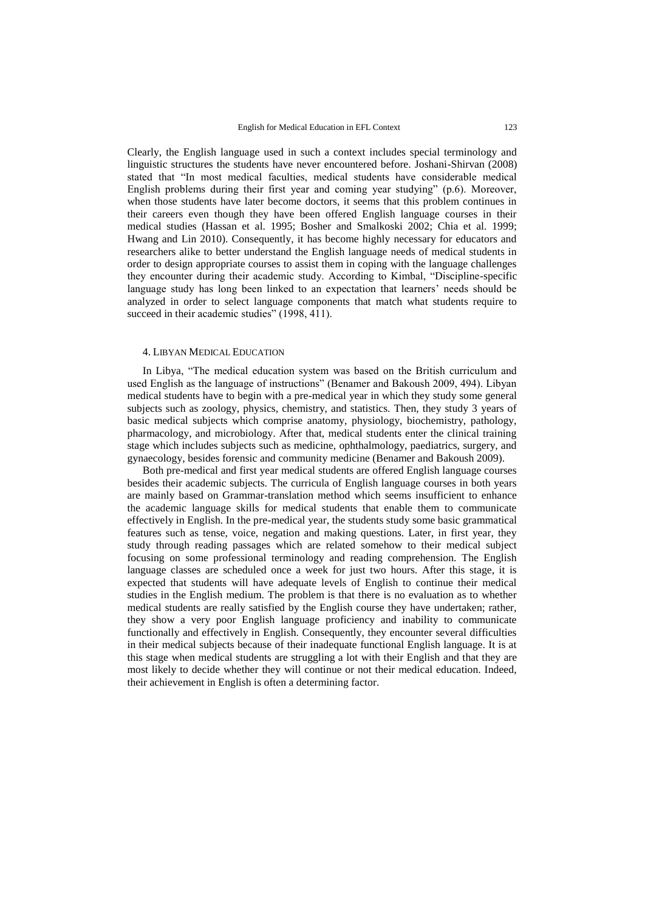Clearly, the English language used in such a context includes special terminology and linguistic structures the students have never encountered before. Joshani-Shirvan (2008) stated that "In most medical faculties, medical students have considerable medical English problems during their first year and coming year studying" (p.6). Moreover, when those students have later become doctors, it seems that this problem continues in their careers even though they have been offered English language courses in their medical studies (Hassan et al. 1995; Bosher and Smalkoski 2002; Chia et al. 1999; Hwang and Lin 2010). Consequently, it has become highly necessary for educators and researchers alike to better understand the English language needs of medical students in order to design appropriate courses to assist them in coping with the language challenges they encounter during their academic study. According to Kimbal, "Discipline-specific language study has long been linked to an expectation that learners' needs should be analyzed in order to select language components that match what students require to succeed in their academic studies" (1998, 411).

## 4. LIBYAN MEDICAL EDUCATION

In Libya, "The medical education system was based on the British curriculum and used English as the language of instructions" (Benamer and Bakoush 2009, 494). Libyan medical students have to begin with a pre-medical year in which they study some general subjects such as zoology, physics, chemistry, and statistics. Then, they study 3 years of basic medical subjects which comprise anatomy, physiology, biochemistry, pathology, pharmacology, and microbiology. After that, medical students enter the clinical training stage which includes subjects such as medicine, ophthalmology, paediatrics, surgery, and gynaecology, besides forensic and community medicine (Benamer and Bakoush 2009).

Both pre-medical and first year medical students are offered English language courses besides their academic subjects. The curricula of English language courses in both years are mainly based on Grammar-translation method which seems insufficient to enhance the academic language skills for medical students that enable them to communicate effectively in English. In the pre-medical year, the students study some basic grammatical features such as tense, voice, negation and making questions. Later, in first year, they study through reading passages which are related somehow to their medical subject focusing on some professional terminology and reading comprehension. The English language classes are scheduled once a week for just two hours. After this stage, it is expected that students will have adequate levels of English to continue their medical studies in the English medium. The problem is that there is no evaluation as to whether medical students are really satisfied by the English course they have undertaken; rather, they show a very poor English language proficiency and inability to communicate functionally and effectively in English. Consequently, they encounter several difficulties in their medical subjects because of their inadequate functional English language. It is at this stage when medical students are struggling a lot with their English and that they are most likely to decide whether they will continue or not their medical education. Indeed, their achievement in English is often a determining factor.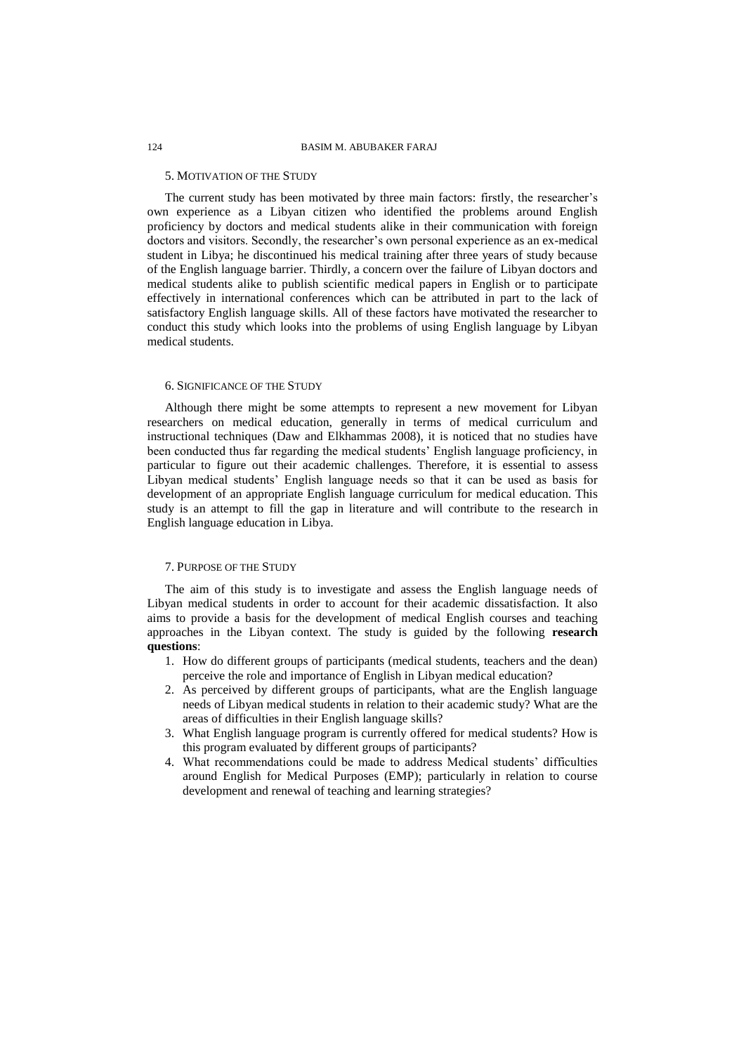## 5. Motivation of the Study

The current study has been motivated by three main factors: firstly, the researcher's own experience as a Libyan citizen who identified the problems around English proficiency by doctors and medical students alike in their communication with foreign doctors and visitors. Secondly, the researcher's own personal experience as an ex-medical student in Libya; he discontinued his medical training after three years of study because of the English language barrier. Thirdly, a concern over the failure of Libyan doctors and medical students alike to publish scientific medical papers in English or to participate effectively in international conferences which can be attributed in part to the lack of satisfactory English language skills. All of these factors have motivated the researcher to conduct this study which looks into the problems of using English language by Libyan medical students.

## 6. Significance of the Study

Although there might be some attempts to represent a new movement for Libyan researchers on medical education, generally in terms of medical curriculum and instructional techniques (Daw and Elkhammas 2008), it is noticed that no studies have been conducted thus far regarding the medical students' English language proficiency, in particular to figure out their academic challenges. Therefore, it is essential to assess Libyan medical students' English language needs so that it can be used as basis for development of an appropriate English language curriculum for medical education. This study is an attempt to fill the gap in literature and will contribute to the research in English language education in Libya.

## 7. Purpose of the Study

The aim of this study is to investigate and assess the English language needs of Libyan medical students in order to account for their academic dissatisfaction. It also aims to provide a basis for the development of medical English courses and teaching approaches in the Libyan context. The study is guided by the following **research questions**:

1. How do different groups of participants (medical students, teachers and the dean) perceive the role and importance of English in Libyan medical education?
2. As perceived by different groups of participants, what are the English language needs of Libyan medical students in relation to their academic study? What are the areas of difficulties in their English language skills?
3. What English language program is currently offered for medical students? How is this program evaluated by different groups of participants?
4. What recommendations could be made to address Medical students' difficulties around English for Medical Purposes (EMP); particularly in relation to course development and renewal of teaching and learning strategies?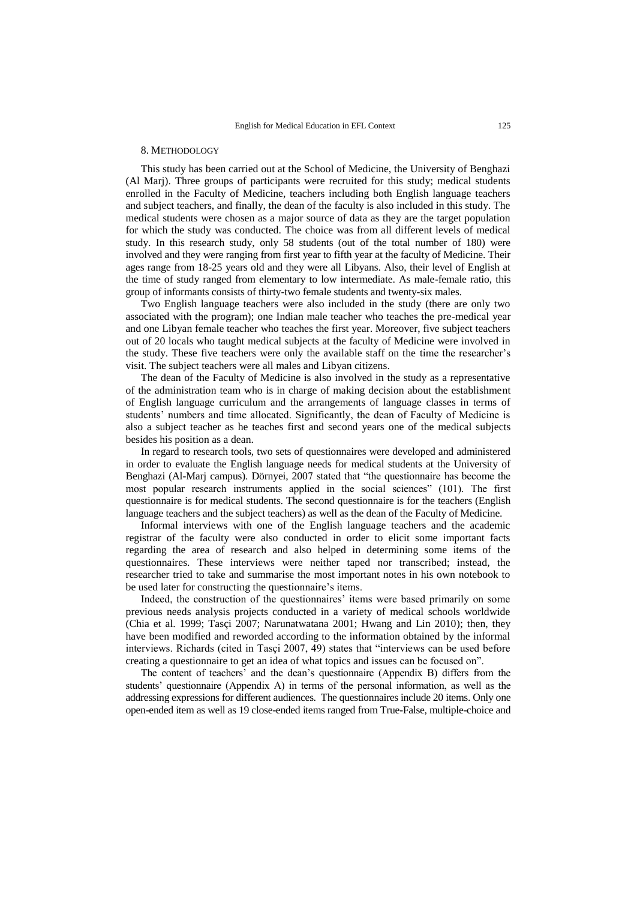## 8. METHODOLOGY

This study has been carried out at the School of Medicine, the University of Benghazi (Al Marj). Three groups of participants were recruited for this study; medical students enrolled in the Faculty of Medicine, teachers including both English language teachers and subject teachers, and finally, the dean of the faculty is also included in this study. The medical students were chosen as a major source of data as they are the target population for which the study was conducted. The choice was from all different levels of medical study. In this research study, only 58 students (out of the total number of 180) were involved and they were ranging from first year to fifth year at the faculty of Medicine. Their ages range from 18-25 years old and they were all Libyans. Also, their level of English at the time of study ranged from elementary to low intermediate. As male-female ratio, this group of informants consists of thirty-two female students and twenty-six males.

Two English language teachers were also included in the study (there are only two associated with the program); one Indian male teacher who teaches the pre-medical year and one Libyan female teacher who teaches the first year. Moreover, five subject teachers out of 20 locals who taught medical subjects at the faculty of Medicine were involved in the study. These five teachers were only the available staff on the time the researcher's visit. The subject teachers were all males and Libyan citizens.

The dean of the Faculty of Medicine is also involved in the study as a representative of the administration team who is in charge of making decision about the establishment of English language curriculum and the arrangements of language classes in terms of students' numbers and time allocated. Significantly, the dean of Faculty of Medicine is also a subject teacher as he teaches first and second years one of the medical subjects besides his position as a dean.

In regard to research tools, two sets of questionnaires were developed and administered in order to evaluate the English language needs for medical students at the University of Benghazi (Al-Marj campus). Dörnyei, 2007 stated that "the questionnaire has become the most popular research instruments applied in the social sciences" (101). The first questionnaire is for medical students. The second questionnaire is for the teachers (English language teachers and the subject teachers) as well as the dean of the Faculty of Medicine.

Informal interviews with one of the English language teachers and the academic registrar of the faculty were also conducted in order to elicit some important facts regarding the area of research and also helped in determining some items of the questionnaires. These interviews were neither taped nor transcribed; instead, the researcher tried to take and summarise the most important notes in his own notebook to be used later for constructing the questionnaire's items.

Indeed, the construction of the questionnaires' items were based primarily on some previous needs analysis projects conducted in a variety of medical schools worldwide (Chia et al. 1999; Tasçi 2007; Narunatwatana 2001; Hwang and Lin 2010); then, they have been modified and reworded according to the information obtained by the informal interviews. Richards (cited in Tasçi 2007, 49) states that "interviews can be used before creating a questionnaire to get an idea of what topics and issues can be focused on".

The content of teachers' and the dean's questionnaire (Appendix B) differs from the students' questionnaire (Appendix A) in terms of the personal information, as well as the addressing expressions for different audiences. The questionnaires include 20 items. Only one open-ended item as well as 19 close-ended items ranged from True-False, multiple-choice and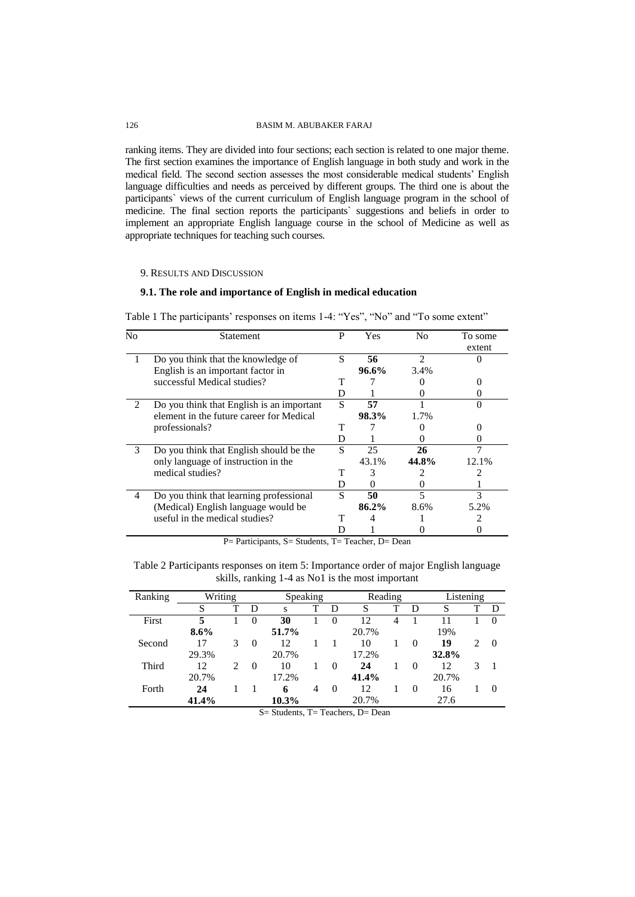ranking items. They are divided into four sections; each section is related to one major theme. The first section examines the importance of English language in both study and work in the medical field. The second section assesses the most considerable medical students' English language difficulties and needs as perceived by different groups. The third one is about the participants` views of the current curriculum of English language program in the school of medicine. The final section reports the participants` suggestions and beliefs in order to implement an appropriate English language course in the school of Medicine as well as appropriate techniques for teaching such courses.

## 9. Results and Discussion

### 9.1. The role and importance of English in medical education

Table 1 The participants' responses on items 1-4: "Yes", "No" and "To some extent"

| No | Statement | P | Yes | No | To some extent |
|---|---|---|---|---|---|
| 1 | Do you think that the knowledge of English is an important factor in successful Medical studies? | S | **56** **96.6%** | 2 3.4% | 0 |
| | | T | 7 | 0 | 0 |
| | | D | 1 | 0 | 0 |
| 2 | Do you think that English is an important element in the future career for Medical professionals? | S | **57** **98.3%** | 1 1.7% | 0 |
| | | T | 7 | 0 | 0 |
| | | D | 1 | 0 | 0 |
| 3 | Do you think that English should be the only language of instruction in the medical studies? | S | 25 43.1% | **26** **44.8%** | 7 12.1% |
| | | T | 3 | 2 | 2 |
| | | D | 0 | 0 | 1 |
| 4 | Do you think that learning professional (Medical) English language would be useful in the medical studies? | S | **50** **86.2%** | 5 8.6% | 3 5.2% |
| | | T | 4 | 1 | 2 |
| | | D | 1 | 0 | 0 |

P= Participants, S= Students, T= Teacher, D= Dean

Table 2 Participants responses on item 5: Importance order of major English language skills, ranking 1-4 as No1 is the most important

| Ranking | Writing | | | Speaking | | | Reading | | | Listening | | |
|---|---|---|---|---|---|---|---|---|---|---|---|---|
| | S | T | D | s | T | D | S | T | D | S | T | D |
| First | **5** **8.6%** | 1 | 0 | **30** **51.7%** | 1 | 0 | 12 20.7% | 4 | 1 | 11 19% | 1 | 0 |
| Second | 17 29.3% | 3 | 0 | 12 20.7% | 1 | 1 | 10 17.2% | 1 | 0 | **19** **32.8%** | 2 | 0 |
| Third | 12 20.7% | 2 | 0 | 10 17.2% | 1 | 0 | **24** **41.4%** | 1 | 0 | 12 20.7% | 3 | 1 |
| Forth | **24** **41.4%** | 1 | 1 | **6** **10.3%** | 4 | 0 | 12 20.7% | 1 | 0 | 16 27.6 | 1 | 0 |

S= Students, T= Teachers, D= Dean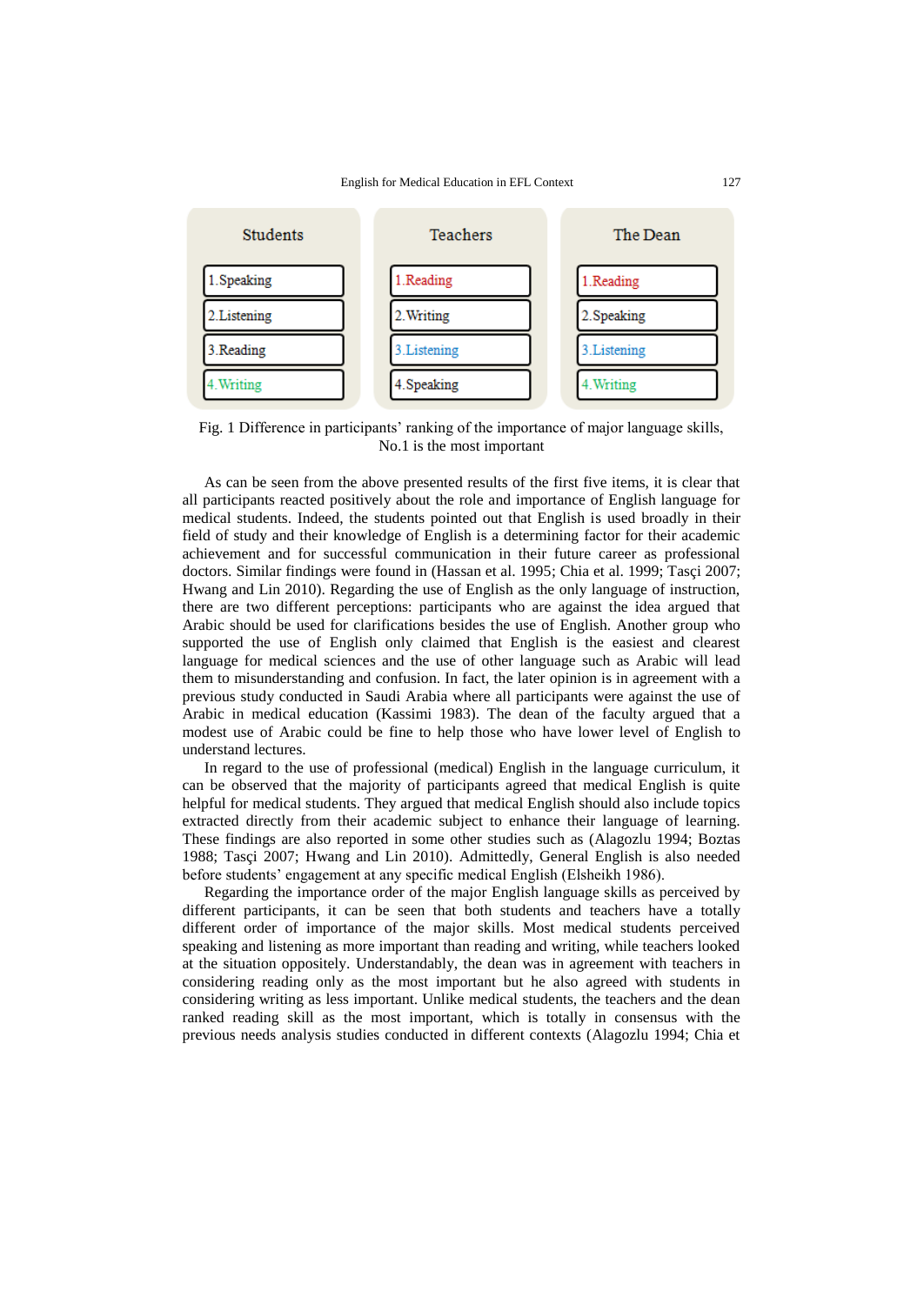| Students | Teachers | The Dean |
|---|---|---|
| 1.Speaking | 1.Reading | 1.Reading |
| 2.Listening | 2.Writing | 2.Speaking |
| 3.Reading | 3.Listening | 3.Listening |
| 4.Writing | 4.Speaking | 4.Writing |

Fig. 1 Difference in participants' ranking of the importance of major language skills, No.1 is the most important

As can be seen from the above presented results of the first five items, it is clear that all participants reacted positively about the role and importance of English language for medical students. Indeed, the students pointed out that English is used broadly in their field of study and their knowledge of English is a determining factor for their academic achievement and for successful communication in their future career as professional doctors. Similar findings were found in (Hassan et al. 1995; Chia et al. 1999; Tasçi 2007; Hwang and Lin 2010). Regarding the use of English as the only language of instruction, there are two different perceptions: participants who are against the idea argued that Arabic should be used for clarifications besides the use of English. Another group who supported the use of English only claimed that English is the easiest and clearest language for medical sciences and the use of other language such as Arabic will lead them to misunderstanding and confusion. In fact, the later opinion is in agreement with a previous study conducted in Saudi Arabia where all participants were against the use of Arabic in medical education (Kassimi 1983). The dean of the faculty argued that a modest use of Arabic could be fine to help those who have lower level of English to understand lectures.

In regard to the use of professional (medical) English in the language curriculum, it can be observed that the majority of participants agreed that medical English is quite helpful for medical students. They argued that medical English should also include topics extracted directly from their academic subject to enhance their language of learning. These findings are also reported in some other studies such as (Alagozlu 1994; Boztas 1988; Tasçi 2007; Hwang and Lin 2010). Admittedly, General English is also needed before students' engagement at any specific medical English (Elsheikh 1986).

Regarding the importance order of the major English language skills as perceived by different participants, it can be seen that both students and teachers have a totally different order of importance of the major skills. Most medical students perceived speaking and listening as more important than reading and writing, while teachers looked at the situation oppositely. Understandably, the dean was in agreement with teachers in considering reading only as the most important but he also agreed with students in considering writing as less important. Unlike medical students, the teachers and the dean ranked reading skill as the most important, which is totally in consensus with the previous needs analysis studies conducted in different contexts (Alagozlu 1994; Chia et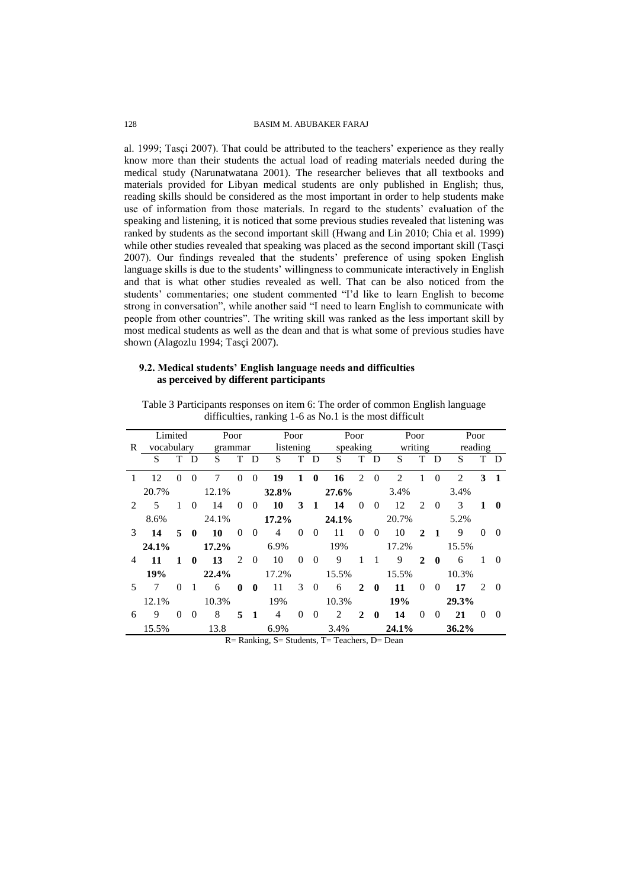al. 1999; Tasçi 2007). That could be attributed to the teachers' experience as they really know more than their students the actual load of reading materials needed during the medical study (Narunatwatana 2001). The researcher believes that all textbooks and materials provided for Libyan medical students are only published in English; thus, reading skills should be considered as the most important in order to help students make use of information from those materials. In regard to the students' evaluation of the speaking and listening, it is noticed that some previous studies revealed that listening was ranked by students as the second important skill (Hwang and Lin 2010; Chia et al. 1999) while other studies revealed that speaking was placed as the second important skill (Tasçi 2007). Our findings revealed that the students' preference of using spoken English language skills is due to the students' willingness to communicate interactively in English and that is what other studies revealed as well. That can be also noticed from the students' commentaries; one student commented "I'd like to learn English to become strong in conversation", while another said "I need to learn English to communicate with people from other countries". The writing skill was ranked as the less important skill by most medical students as well as the dean and that is what some of previous studies have shown (Alagozlu 1994; Tasçi 2007).

### 9.2. Medical students' English language needs and difficulties as perceived by different participants

Table 3 Participants responses on item 6: The order of common English language difficulties, ranking 1-6 as No.1 is the most difficult

| R | Limited vocabulary | | | Poor grammar | | | Poor listening | | | Poor speaking | | | Poor writing | | | Poor reading | | |
|---|---|---|---|---|---|---|---|---|---|---|---|---|---|---|---|---|---|---|
| | S | T | D | S | T | D | S | T | D | S | T | D | S | T | D | S | T | D |
| 1 | 12<br>20.7% | 0 | 0 | 7<br>12.1% | 0 | 0 | **19**<br>**32.8%** | **1** | **0** | **16**<br>**27.6%** | 2 | 0 | 2<br>3.4% | 1 | 0 | 2<br>3.4% | **3** | **1** |
| 2 | 5<br>8.6% | 1 | 0 | 14<br>24.1% | 0 | 0 | **10**<br>**17.2%** | **3** | **1** | **14**<br>**24.1%** | 0 | 0 | 12<br>20.7% | 2 | 0 | 3<br>5.2% | **1** | **0** |
| 3 | **14**<br>**24.1%** | **5** | **0** | **10**<br>**17.2%** | 0 | 0 | 4<br>6.9% | 0 | 0 | 11<br>19% | 0 | 0 | 10<br>17.2% | **2** | **1** | 9<br>15.5% | 0 | 0 |
| 4 | **11**<br>**19%** | **1** | **0** | **13**<br>**22.4%** | 2 | 0 | 10<br>17.2% | 0 | 0 | 9<br>15.5% | 1 | 1 | 9<br>15.5% | **2** | **0** | 6<br>10.3% | 1 | 0 |
| 5 | 7<br>12.1% | 0 | 1 | 6<br>10.3% | **0** | **0** | 11<br>19% | 3 | 0 | 6<br>10.3% | **2** | **0** | **11**<br>**19%** | 0 | 0 | **17**<br>**29.3%** | 2 | 0 |
| 6 | 9<br>15.5% | 0 | 0 | 8<br>13.8 | **5** | **1** | 4<br>6.9% | 0 | 0 | 2<br>3.4% | **2** | **0** | **14**<br>**24.1%** | 0 | 0 | **21**<br>**36.2%** | 0 | 0 |

R= Ranking, S= Students, T= Teachers, D= Dean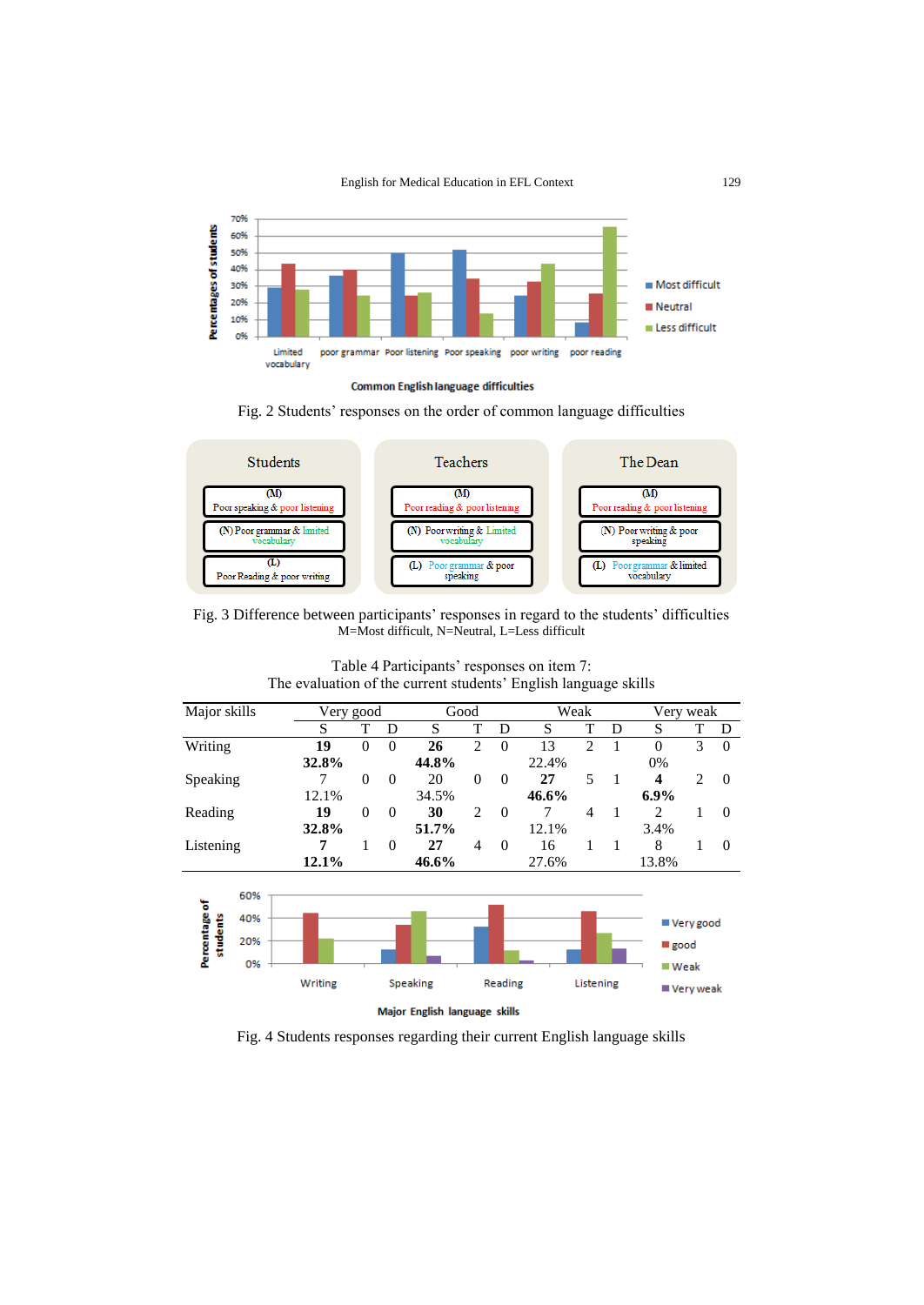Fig. 2 Students' responses on the order of common language difficulties

| Students | Teachers | The Dean |
|---|---|---|
| (M) Poor speaking & poor listening | (M) Poor reading & poor listening | (M) Poor reading & poor listening |
| (N) Poor grammar & limited vocabulary | (N) Poor writing & Limited vocabulary | (N) Poor writing & poor speaking |
| (L) Poor Reading & poor writing | (L) Poor grammar & poor speaking | (L) Poor grammar & limited vocabulary |

Fig. 3 Difference between participants' responses in regard to the students' difficulties
M=Most difficult, N=Neutral, L=Less difficult

Table 4 Participants' responses on item 7:
The evaluation of the current students' English language skills

| Major skills | Very good | | | Good | | | Weak | | | Very weak | | |
|---|---|---|---|---|---|---|---|---|---|---|---|---|
| | S | T | D | S | T | D | S | T | D | S | T | D |
| Writing | **19** **32.8%** | 0 | 0 | **26** **44.8%** | 2 | 0 | 13 22.4% | 2 | 1 | 0 0% | 3 | 0 |
| Speaking | 7 12.1% | 0 | 0 | 20 34.5% | 0 | 0 | **27** **46.6%** | 5 | 1 | **4** **6.9%** | 2 | 0 |
| Reading | **19** **32.8%** | 0 | 0 | **30** **51.7%** | 2 | 0 | 7 12.1% | 4 | 1 | 2 3.4% | 1 | 0 |
| Listening | **7** **12.1%** | 1 | 0 | **27** **46.6%** | 4 | 0 | 16 27.6% | 1 | 1 | 8 13.8% | 1 | 0 |

Fig. 4 Students responses regarding their current English language skills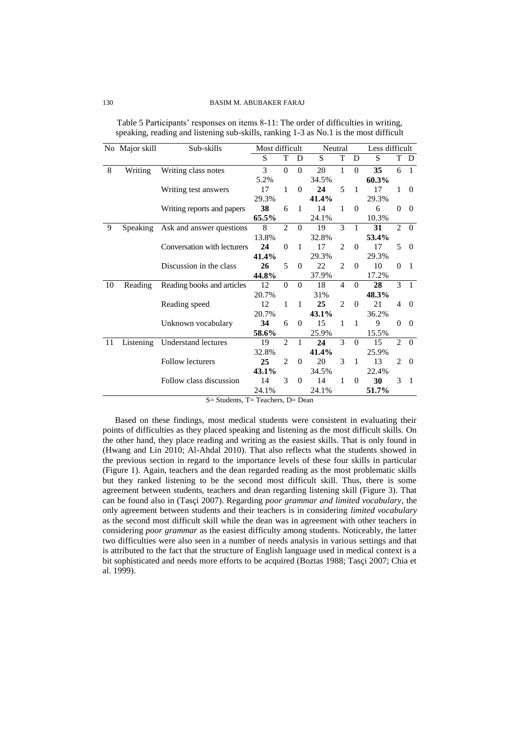Table 5 Participants' responses on items 8-11: The order of difficulties in writing, speaking, reading and listening sub-skills, ranking 1-3 as No.1 is the most difficult

| No | Major skill | Sub-skills | Most difficult | | | Neutral | | | Less difficult | | |
|---|---|---|---|---|---|---|---|---|---|---|---|
| | | | S | T | D | S | T | D | S | T | D |
| 8 | Writing | Writing class notes | 3<br>5.2% | 0 | 0 | 20<br>34.5% | 1 | 0 | **35**<br>**60.3%** | 6 | 1 |
| | | Writing test answers | 17<br>29.3% | 1 | 0 | **24**<br>**41.4%** | 5 | 1 | 17<br>29.3% | 1 | 0 |
| | | Writing reports and papers | **38**<br>**65.5%** | 6 | 1 | 14<br>24.1% | 1 | 0 | 6<br>10.3% | 0 | 0 |
| 9 | Speaking | Ask and answer questions | 8<br>13.8% | 2 | 0 | 19<br>32.8% | 3 | 1 | **31**<br>**53.4%** | 2 | 0 |
| | | Conversation with lecturers | **24**<br>**41.4%** | 0 | 1 | 17<br>29.3% | 2 | 0 | 17<br>29.3% | 5 | 0 |
| | | Discussion in the class | **26**<br>**44.8%** | 5 | 0 | 22<br>37.9% | 2 | 0 | 10<br>17.2% | 0 | 1 |
| 10 | Reading | Reading books and articles | 12<br>20.7% | 0 | 0 | 18<br>31% | 4 | 0 | **28**<br>**48.3%** | 3 | 1 |
| | | Reading speed | 12<br>20.7% | 1 | 1 | **25**<br>**43.1%** | 2 | 0 | 21<br>36.2% | 4 | 0 |
| | | Unknown vocabulary | **34**<br>**58.6%** | 6 | 0 | 15<br>25.9% | 1 | 1 | 9<br>15.5% | 0 | 0 |
| 11 | Listening | Understand lectures | 19<br>32.8% | 2 | 1 | **24**<br>**41.4%** | 3 | 0 | 15<br>25.9% | 2 | 0 |
| | | Follow lecturers | **25**<br>**43.1%** | 2 | 0 | 20<br>34.5% | 3 | 1 | 13<br>22.4% | 2 | 0 |
| | | Follow class discussion | 14<br>24.1% | 3 | 0 | 14<br>24.1% | 1 | 0 | **30**<br>**51.7%** | 3 | 1 |

S= Students, T= Teachers, D= Dean

Based on these findings, most medical students were consistent in evaluating their points of difficulties as they placed speaking and listening as the most difficult skills. On the other hand, they place reading and writing as the easiest skills. That is only found in (Hwang and Lin 2010; Al-Ahdal 2010). That also reflects what the students showed in the previous section in regard to the importance levels of these four skills in particular (Figure 1). Again, teachers and the dean regarded reading as the most problematic skills but they ranked listening to be the second most difficult skill. Thus, there is some agreement between students, teachers and dean regarding listening skill (Figure 3). That can be found also in (Tasçi 2007). Regarding *poor grammar and limited vocabulary*, the only agreement between students and their teachers is in considering *limited vocabulary* as the second most difficult skill while the dean was in agreement with other teachers in considering *poor grammar* as the easiest difficulty among students. Noticeably, the latter two difficulties were also seen in a number of needs analysis in various settings and that is attributed to the fact that the structure of English language used in medical context is a bit sophisticated and needs more efforts to be acquired (Boztas 1988; Tasçi 2007; Chia et al. 1999).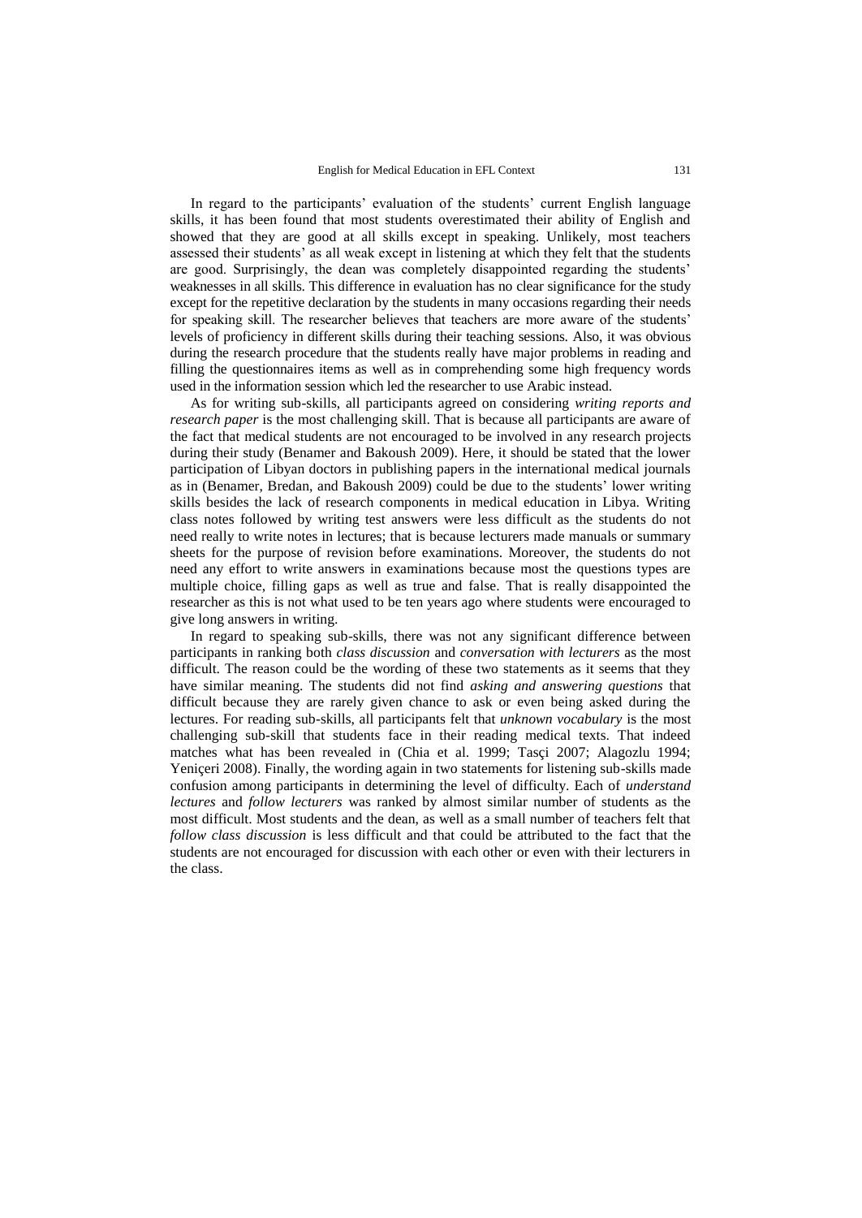In regard to the participants' evaluation of the students' current English language skills, it has been found that most students overestimated their ability of English and showed that they are good at all skills except in speaking. Unlikely, most teachers assessed their students' as all weak except in listening at which they felt that the students are good. Surprisingly, the dean was completely disappointed regarding the students' weaknesses in all skills. This difference in evaluation has no clear significance for the study except for the repetitive declaration by the students in many occasions regarding their needs for speaking skill. The researcher believes that teachers are more aware of the students' levels of proficiency in different skills during their teaching sessions. Also, it was obvious during the research procedure that the students really have major problems in reading and filling the questionnaires items as well as in comprehending some high frequency words used in the information session which led the researcher to use Arabic instead.

As for writing sub-skills, all participants agreed on considering *writing reports and research paper* is the most challenging skill. That is because all participants are aware of the fact that medical students are not encouraged to be involved in any research projects during their study (Benamer and Bakoush 2009). Here, it should be stated that the lower participation of Libyan doctors in publishing papers in the international medical journals as in (Benamer, Bredan, and Bakoush 2009) could be due to the students' lower writing skills besides the lack of research components in medical education in Libya. Writing class notes followed by writing test answers were less difficult as the students do not need really to write notes in lectures; that is because lecturers made manuals or summary sheets for the purpose of revision before examinations. Moreover, the students do not need any effort to write answers in examinations because most the questions types are multiple choice, filling gaps as well as true and false. That is really disappointed the researcher as this is not what used to be ten years ago where students were encouraged to give long answers in writing.

In regard to speaking sub-skills, there was not any significant difference between participants in ranking both *class discussion* and *conversation with lecturers* as the most difficult. The reason could be the wording of these two statements as it seems that they have similar meaning. The students did not find *asking and answering questions* that difficult because they are rarely given chance to ask or even being asked during the lectures. For reading sub-skills, all participants felt that *unknown vocabulary* is the most challenging sub-skill that students face in their reading medical texts. That indeed matches what has been revealed in (Chia et al. 1999; Tasçi 2007; Alagozlu 1994; Yeniçeri 2008). Finally, the wording again in two statements for listening sub-skills made confusion among participants in determining the level of difficulty. Each of *understand lectures* and *follow lecturers* was ranked by almost similar number of students as the most difficult. Most students and the dean, as well as a small number of teachers felt that *follow class discussion* is less difficult and that could be attributed to the fact that the students are not encouraged for discussion with each other or even with their lecturers in the class.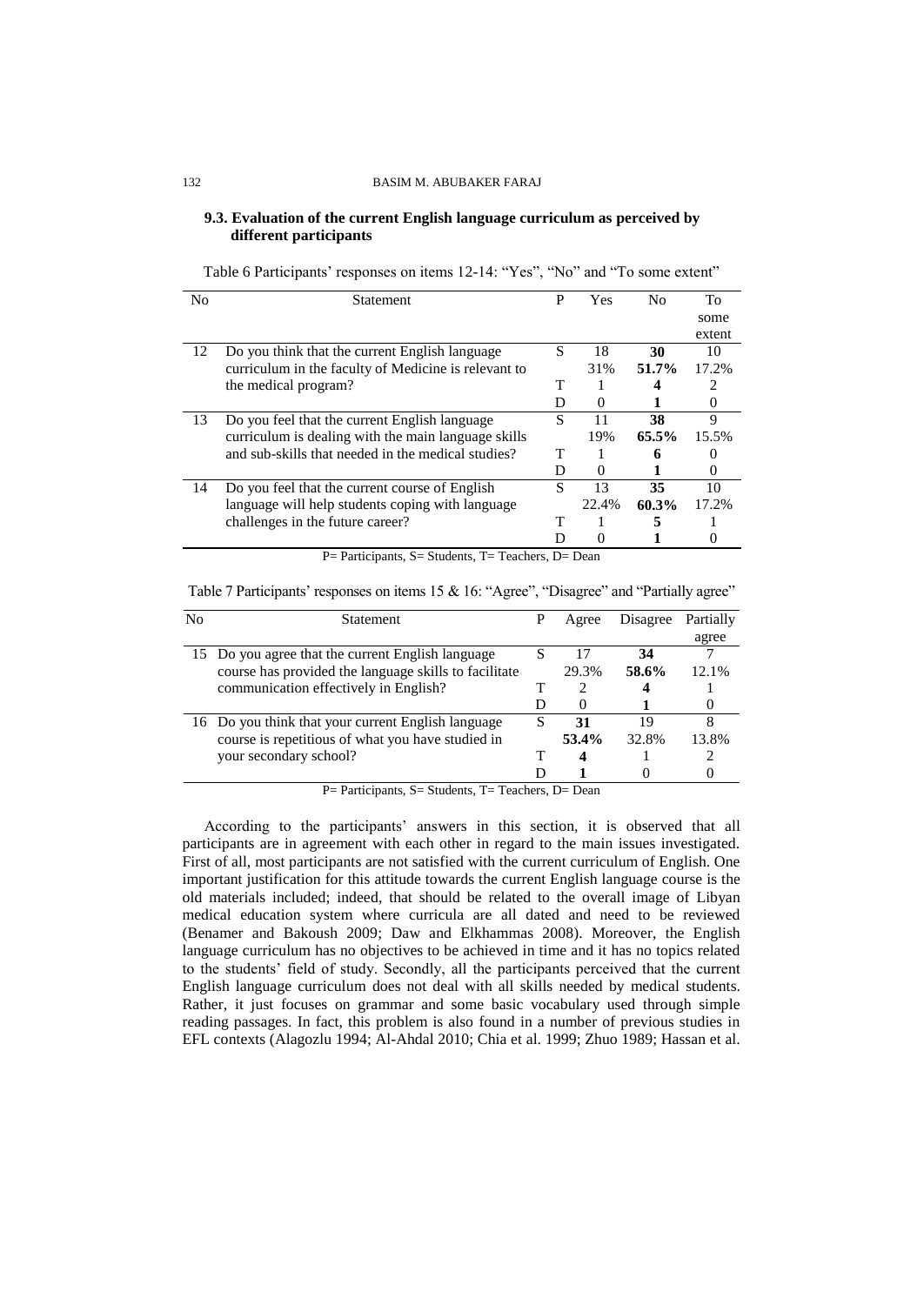### 9.3. Evaluation of the current English language curriculum as perceived by different participants

Table 6 Participants' responses on items 12-14: "Yes", "No" and "To some extent"

| No | Statement | P | Yes | No | To some extent |
|---|---|---|---|---|---|
| 12 | Do you think that the current English language curriculum in the faculty of Medicine is relevant to the medical program? | S | 18<br>31% | **30**<br>**51.7%** | 10<br>17.2% |
| | | T | 1 | **4** | 2 |
| | | D | 0 | **1** | 0 |
| 13 | Do you feel that the current English language curriculum is dealing with the main language skills and sub-skills that needed in the medical studies? | S | 11<br>19% | **38**<br>**65.5%** | 9<br>15.5% |
| | | T | 1 | **6** | 0 |
| | | D | 0 | **1** | 0 |
| 14 | Do you feel that the current course of English language will help students coping with language challenges in the future career? | S | 13<br>22.4% | **35**<br>**60.3%** | 10<br>17.2% |
| | | T | 1 | **5** | 1 |
| | | D | 0 | **1** | 0 |

P= Participants, S= Students, T= Teachers, D= Dean

Table 7 Participants' responses on items 15 & 16: "Agree", "Disagree" and "Partially agree"

| No | Statement | P | Agree | Disagree | Partially agree |
|---|---|---|---|---|---|
| 15 | Do you agree that the current English language course has provided the language skills to facilitate communication effectively in English? | S | 17<br>29.3% | **34**<br>**58.6%** | 7<br>12.1% |
| | | T | 2 | **4** | 1 |
| | | D | 0 | **1** | 0 |
| 16 | Do you think that your current English language course is repetitious of what you have studied in your secondary school? | S | **31**<br>**53.4%** | 19<br>32.8% | 8<br>13.8% |
| | | T | **4** | 1 | 2 |
| | | D | **1** | 0 | 0 |

P= Participants, S= Students, T= Teachers, D= Dean

According to the participants' answers in this section, it is observed that all participants are in agreement with each other in regard to the main issues investigated. First of all, most participants are not satisfied with the current curriculum of English. One important justification for this attitude towards the current English language course is the old materials included; indeed, that should be related to the overall image of Libyan medical education system where curricula are all dated and need to be reviewed (Benamer and Bakoush 2009; Daw and Elkhammas 2008). Moreover, the English language curriculum has no objectives to be achieved in time and it has no topics related to the students' field of study. Secondly, all the participants perceived that the current English language curriculum does not deal with all skills needed by medical students. Rather, it just focuses on grammar and some basic vocabulary used through simple reading passages. In fact, this problem is also found in a number of previous studies in EFL contexts (Alagozlu 1994; Al-Ahdal 2010; Chia et al. 1999; Zhuo 1989; Hassan et al.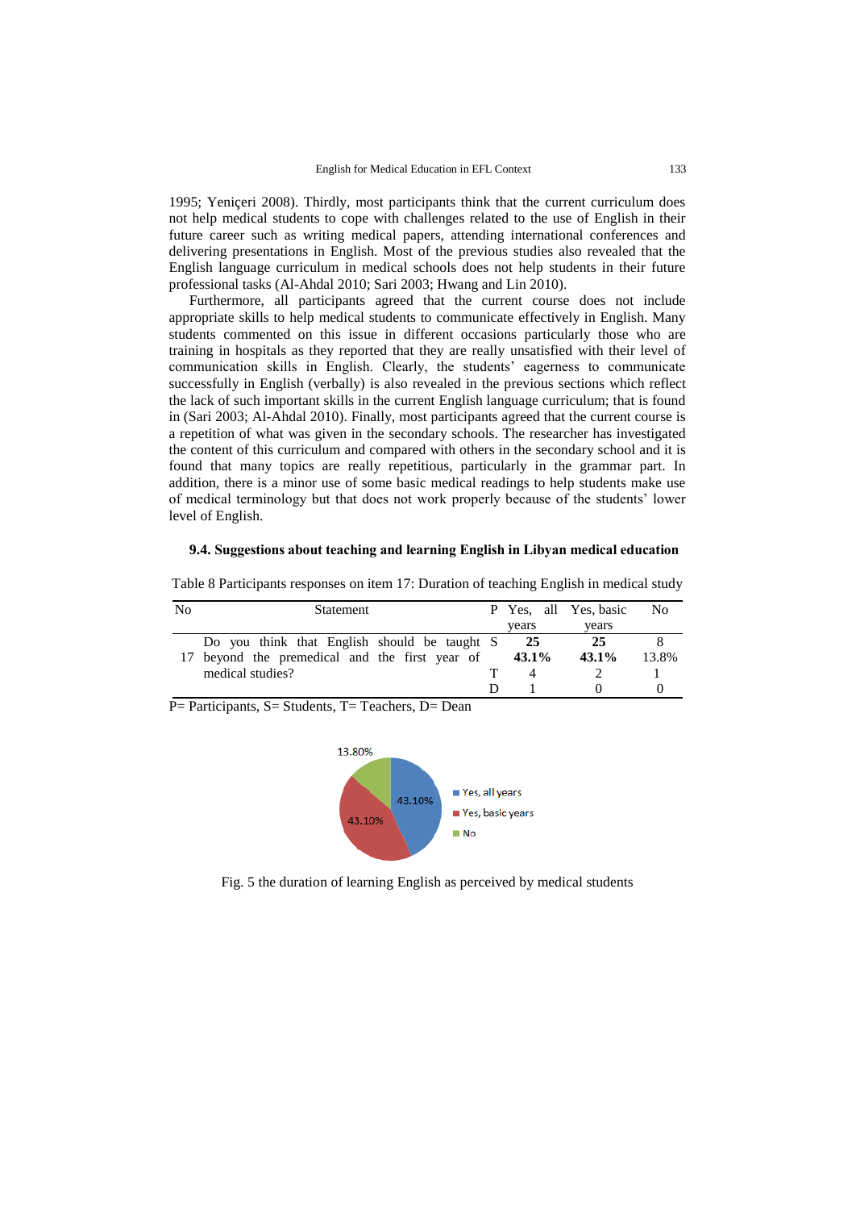1995; Yeniçeri 2008). Thirdly, most participants think that the current curriculum does not help medical students to cope with challenges related to the use of English in their future career such as writing medical papers, attending international conferences and delivering presentations in English. Most of the previous studies also revealed that the English language curriculum in medical schools does not help students in their future professional tasks (Al-Ahdal 2010; Sari 2003; Hwang and Lin 2010).

Furthermore, all participants agreed that the current course does not include appropriate skills to help medical students to communicate effectively in English. Many students commented on this issue in different occasions particularly those who are training in hospitals as they reported that they are really unsatisfied with their level of communication skills in English. Clearly, the students' eagerness to communicate successfully in English (verbally) is also revealed in the previous sections which reflect the lack of such important skills in the current English language curriculum; that is found in (Sari 2003; Al-Ahdal 2010). Finally, most participants agreed that the current course is a repetition of what was given in the secondary schools. The researcher has investigated the content of this curriculum and compared with others in the secondary school and it is found that many topics are really repetitious, particularly in the grammar part. In addition, there is a minor use of some basic medical readings to help students make use of medical terminology but that does not work properly because of the students' lower level of English.

### 9.4. Suggestions about teaching and learning English in Libyan medical education

Table 8 Participants responses on item 17: Duration of teaching English in medical study

| No | Statement | P | Yes, all years | Yes, basic years | No |
|---|---|---|---|---|---|
| 17 | Do you think that English should be taught beyond the premedical and the first year of medical studies? | S | **25** **43.1%** | **25** **43.1%** | 8 13.8% |
| | | T | 4 | 2 | 1 |
| | | D | 1 | 0 | 0 |

P= Participants, S= Students, T= Teachers, D= Dean

Fig. 5 the duration of learning English as perceived by medical students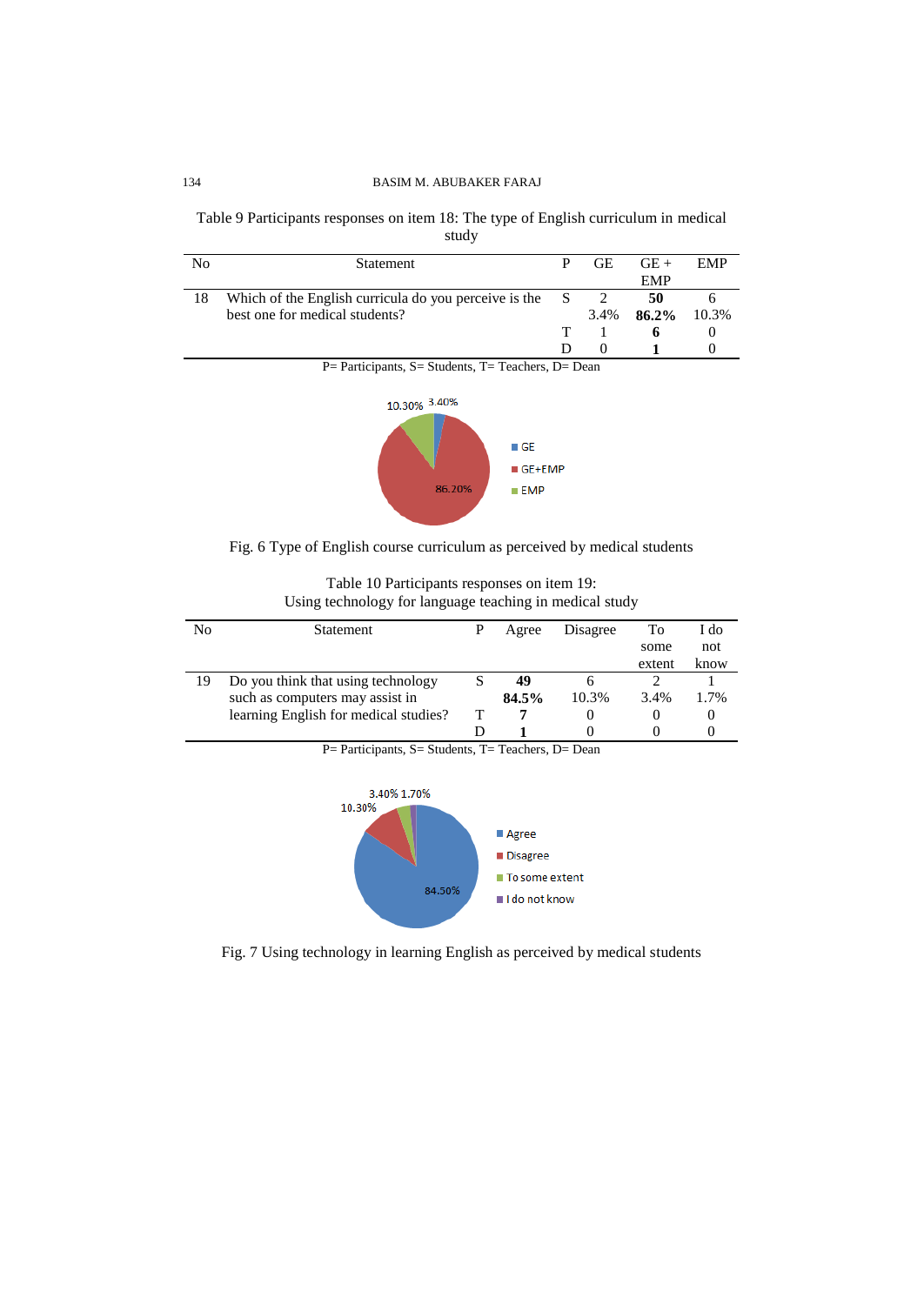Table 9 Participants responses on item 18: The type of English curriculum in medical study

| No | Statement | P | GE | GE + EMP | EMP |
|---|---|---|---|---|---|
| 18 | Which of the English curricula do you perceive is the best one for medical students? | S | 2<br>3.4% | **50**<br>**86.2%** | 6<br>10.3% |
| | | T | 1 | **6** | 0 |
| | | D | 0 | **1** | 0 |

P= Participants, S= Students, T= Teachers, D= Dean

Fig. 6 Type of English course curriculum as perceived by medical students

Table 10 Participants responses on item 19:
Using technology for language teaching in medical study

| No | Statement | P | Agree | Disagree | To some extent | I do not know |
|---|---|---|---|---|---|---|
| 19 | Do you think that using technology such as computers may assist in learning English for medical studies? | S | **49**<br>**84.5%** | 6<br>10.3% | 2<br>3.4% | 1<br>1.7% |
| | | T | **7** | 0 | 0 | 0 |
| | | D | **1** | 0 | 0 | 0 |

P= Participants, S= Students, T= Teachers, D= Dean

Fig. 7 Using technology in learning English as perceived by medical students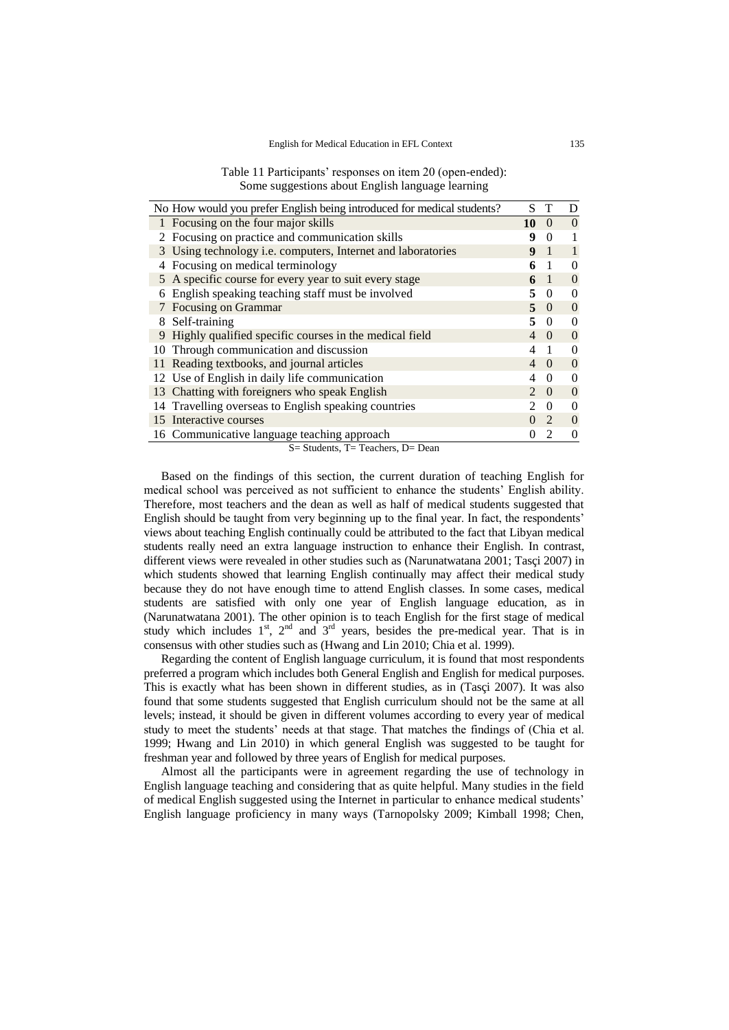Table 11 Participants' responses on item 20 (open-ended): Some suggestions about English language learning

| No | How would you prefer English being introduced for medical students? | S | T | D |
|---|---|---|---|---|
| 1 | Focusing on the four major skills | **10** | 0 | 0 |
| 2 | Focusing on practice and communication skills | **9** | 0 | 1 |
| 3 | Using technology i.e. computers, Internet and laboratories | **9** | 1 | 1 |
| 4 | Focusing on medical terminology | **6** | 1 | 0 |
| 5 | A specific course for every year to suit every stage | **6** | 1 | 0 |
| 6 | English speaking teaching staff must be involved | **5** | 0 | 0 |
| 7 | Focusing on Grammar | **5** | 0 | 0 |
| 8 | Self-training | **5** | 0 | 0 |
| 9 | Highly qualified specific courses in the medical field | 4 | 0 | 0 |
| 10 | Through communication and discussion | 4 | 1 | 0 |
| 11 | Reading textbooks, and journal articles | 4 | 0 | 0 |
| 12 | Use of English in daily life communication | 4 | 0 | 0 |
| 13 | Chatting with foreigners who speak English | 2 | 0 | 0 |
| 14 | Travelling overseas to English speaking countries | 2 | 0 | 0 |
| 15 | Interactive courses | 0 | 2 | 0 |
| 16 | Communicative language teaching approach | 0 | 2 | 0 |

S= Students, T= Teachers, D= Dean

Based on the findings of this section, the current duration of teaching English for medical school was perceived as not sufficient to enhance the students' English ability. Therefore, most teachers and the dean as well as half of medical students suggested that English should be taught from very beginning up to the final year. In fact, the respondents' views about teaching English continually could be attributed to the fact that Libyan medical students really need an extra language instruction to enhance their English. In contrast, different views were revealed in other studies such as (Narunatwatana 2001; Tasçi 2007) in which students showed that learning English continually may affect their medical study because they do not have enough time to attend English classes. In some cases, medical students are satisfied with only one year of English language education, as in (Narunatwatana 2001). The other opinion is to teach English for the first stage of medical study which includes 1st, 2nd and 3rd years, besides the pre-medical year. That is in consensus with other studies such as (Hwang and Lin 2010; Chia et al. 1999).

Regarding the content of English language curriculum, it is found that most respondents preferred a program which includes both General English and English for medical purposes. This is exactly what has been shown in different studies, as in (Tasçi 2007). It was also found that some students suggested that English curriculum should not be the same at all levels; instead, it should be given in different volumes according to every year of medical study to meet the students' needs at that stage. That matches the findings of (Chia et al. 1999; Hwang and Lin 2010) in which general English was suggested to be taught for freshman year and followed by three years of English for medical purposes.

Almost all the participants were in agreement regarding the use of technology in English language teaching and considering that as quite helpful. Many studies in the field of medical English suggested using the Internet in particular to enhance medical students' English language proficiency in many ways (Tarnopolsky 2009; Kimball 1998; Chen,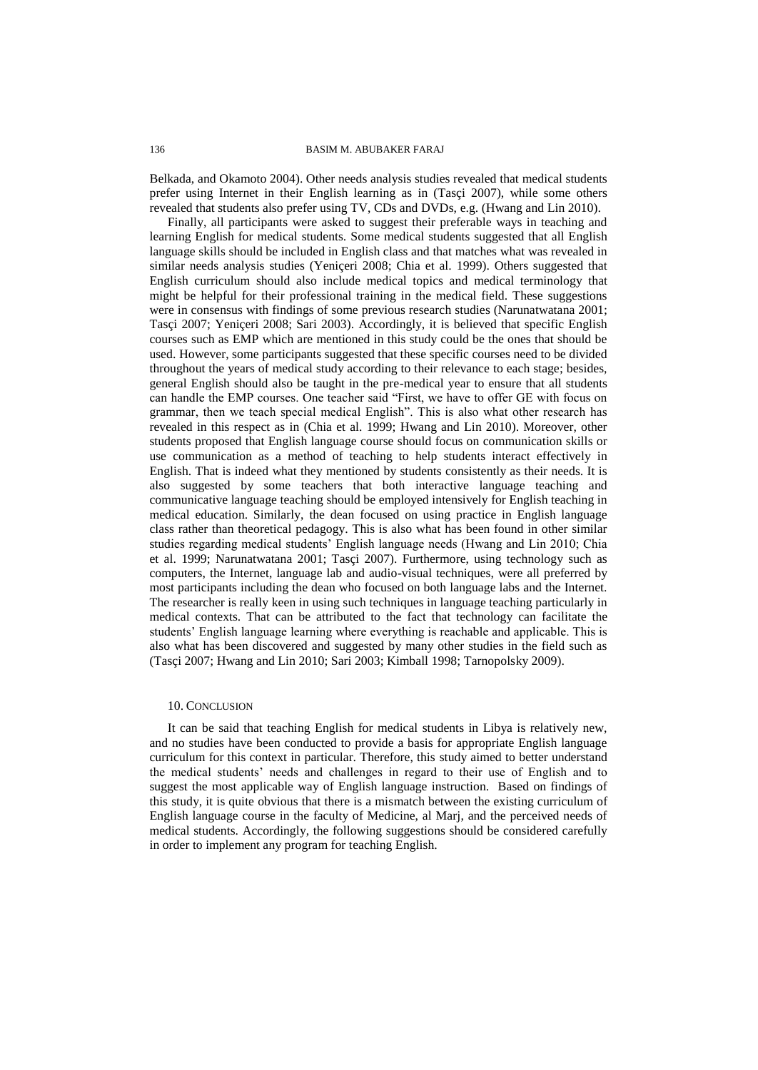Belkada, and Okamoto 2004). Other needs analysis studies revealed that medical students prefer using Internet in their English learning as in (Tasçi 2007), while some others revealed that students also prefer using TV, CDs and DVDs, e.g. (Hwang and Lin 2010).

Finally, all participants were asked to suggest their preferable ways in teaching and learning English for medical students. Some medical students suggested that all English language skills should be included in English class and that matches what was revealed in similar needs analysis studies (Yeniçeri 2008; Chia et al. 1999). Others suggested that English curriculum should also include medical topics and medical terminology that might be helpful for their professional training in the medical field. These suggestions were in consensus with findings of some previous research studies (Narunatwatana 2001; Tasçi 2007; Yeniçeri 2008; Sari 2003). Accordingly, it is believed that specific English courses such as EMP which are mentioned in this study could be the ones that should be used. However, some participants suggested that these specific courses need to be divided throughout the years of medical study according to their relevance to each stage; besides, general English should also be taught in the pre-medical year to ensure that all students can handle the EMP courses. One teacher said "First, we have to offer GE with focus on grammar, then we teach special medical English". This is also what other research has revealed in this respect as in (Chia et al. 1999; Hwang and Lin 2010). Moreover, other students proposed that English language course should focus on communication skills or use communication as a method of teaching to help students interact effectively in English. That is indeed what they mentioned by students consistently as their needs. It is also suggested by some teachers that both interactive language teaching and communicative language teaching should be employed intensively for English teaching in medical education. Similarly, the dean focused on using practice in English language class rather than theoretical pedagogy. This is also what has been found in other similar studies regarding medical students' English language needs (Hwang and Lin 2010; Chia et al. 1999; Narunatwatana 2001; Tasçi 2007). Furthermore, using technology such as computers, the Internet, language lab and audio-visual techniques, were all preferred by most participants including the dean who focused on both language labs and the Internet. The researcher is really keen in using such techniques in language teaching particularly in medical contexts. That can be attributed to the fact that technology can facilitate the students' English language learning where everything is reachable and applicable. This is also what has been discovered and suggested by many other studies in the field such as (Tasçi 2007; Hwang and Lin 2010; Sari 2003; Kimball 1998; Tarnopolsky 2009).

## 10. Conclusion

It can be said that teaching English for medical students in Libya is relatively new, and no studies have been conducted to provide a basis for appropriate English language curriculum for this context in particular. Therefore, this study aimed to better understand the medical students' needs and challenges in regard to their use of English and to suggest the most applicable way of English language instruction. Based on findings of this study, it is quite obvious that there is a mismatch between the existing curriculum of English language course in the faculty of Medicine, al Marj, and the perceived needs of medical students. Accordingly, the following suggestions should be considered carefully in order to implement any program for teaching English.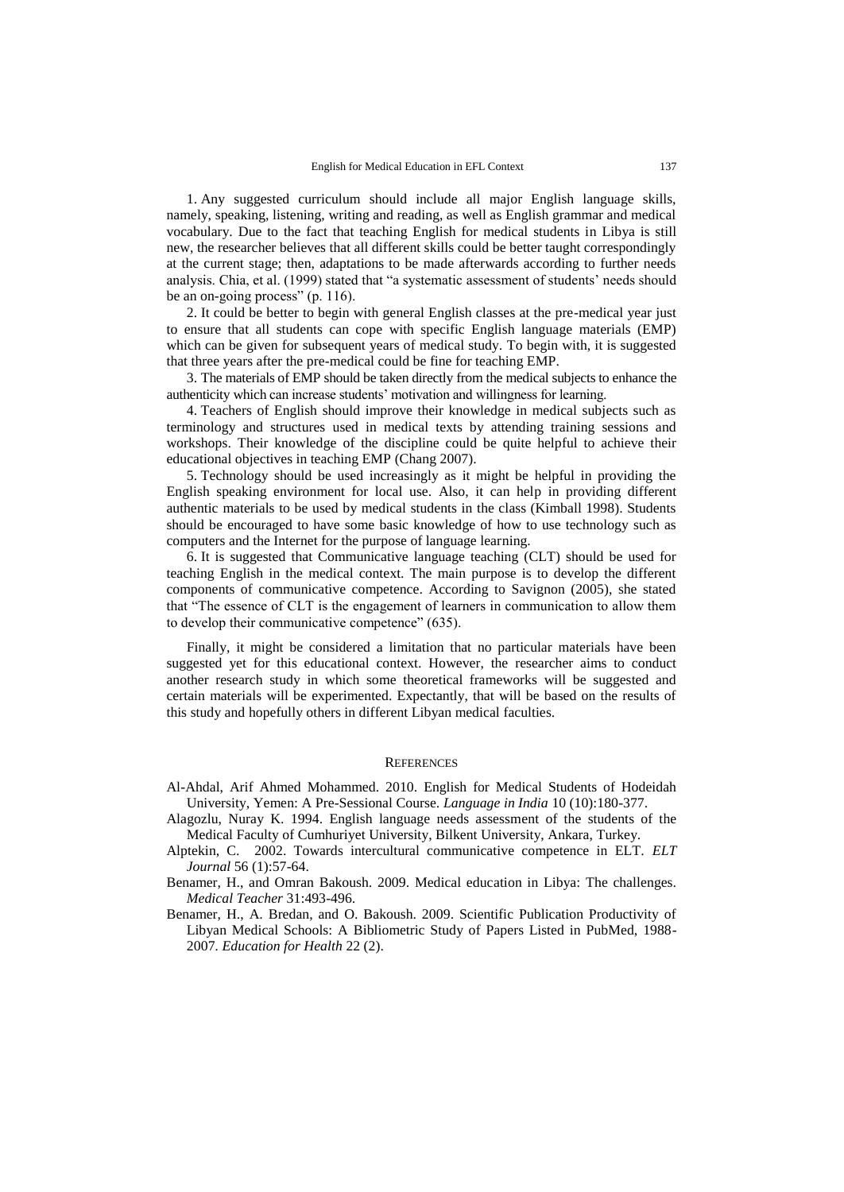1. Any suggested curriculum should include all major English language skills, namely, speaking, listening, writing and reading, as well as English grammar and medical vocabulary. Due to the fact that teaching English for medical students in Libya is still new, the researcher believes that all different skills could be better taught correspondingly at the current stage; then, adaptations to be made afterwards according to further needs analysis. Chia, et al. (1999) stated that "a systematic assessment of students' needs should be an on-going process" (p. 116).

2. It could be better to begin with general English classes at the pre-medical year just to ensure that all students can cope with specific English language materials (EMP) which can be given for subsequent years of medical study. To begin with, it is suggested that three years after the pre-medical could be fine for teaching EMP.

3. The materials of EMP should be taken directly from the medical subjects to enhance the authenticity which can increase students' motivation and willingness for learning.

4. Teachers of English should improve their knowledge in medical subjects such as terminology and structures used in medical texts by attending training sessions and workshops. Their knowledge of the discipline could be quite helpful to achieve their educational objectives in teaching EMP (Chang 2007).

5. Technology should be used increasingly as it might be helpful in providing the English speaking environment for local use. Also, it can help in providing different authentic materials to be used by medical students in the class (Kimball 1998). Students should be encouraged to have some basic knowledge of how to use technology such as computers and the Internet for the purpose of language learning.

6. It is suggested that Communicative language teaching (CLT) should be used for teaching English in the medical context. The main purpose is to develop the different components of communicative competence. According to Savignon (2005), she stated that "The essence of CLT is the engagement of learners in communication to allow them to develop their communicative competence" (635).

Finally, it might be considered a limitation that no particular materials have been suggested yet for this educational context. However, the researcher aims to conduct another research study in which some theoretical frameworks will be suggested and certain materials will be experimented. Expectantly, that will be based on the results of this study and hopefully others in different Libyan medical faculties.

## References

Al-Ahdal, Arif Ahmed Mohammed. 2010. English for Medical Students of Hodeidah University, Yemen: A Pre-Sessional Course. *Language in India* 10 (10):180-377.

Alagozlu, Nuray K. 1994. English language needs assessment of the students of the Medical Faculty of Cumhuriyet University, Bilkent University, Ankara, Turkey.

Alptekin, C. 2002. Towards intercultural communicative competence in ELT. *ELT Journal* 56 (1):57-64.

Benamer, H., and Omran Bakoush. 2009. Medical education in Libya: The challenges. *Medical Teacher* 31:493-496.

Benamer, H., A. Bredan, and O. Bakoush. 2009. Scientific Publication Productivity of Libyan Medical Schools: A Bibliometric Study of Papers Listed in PubMed, 1988-2007. *Education for Health* 22 (2).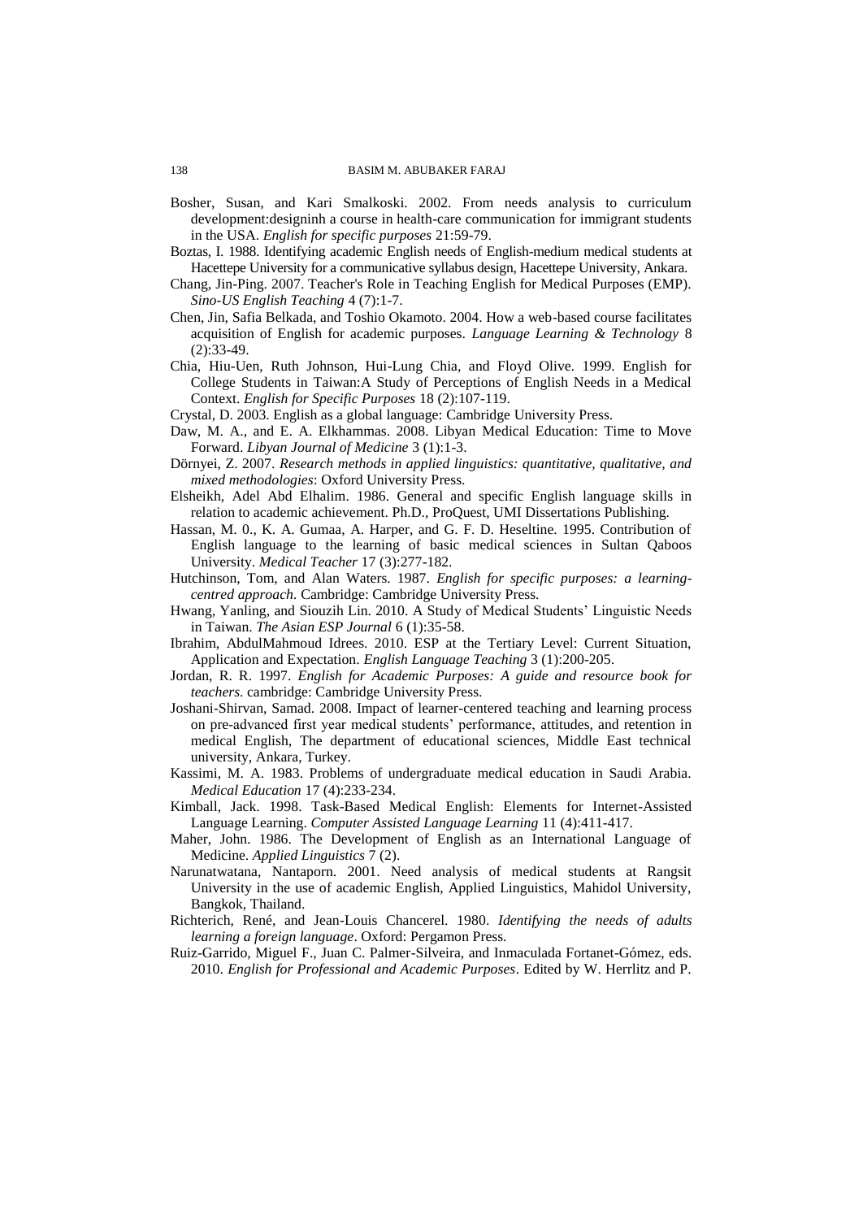Bosher, Susan, and Kari Smalkoski. 2002. From needs analysis to curriculum development:designinh a course in health-care communication for immigrant students in the USA. *English for specific purposes* 21:59-79.

Boztas, I. 1988. Identifying academic English needs of English-medium medical students at Hacettepe University for a communicative syllabus design, Hacettepe University, Ankara.

Chang, Jin-Ping. 2007. Teacher's Role in Teaching English for Medical Purposes (EMP). *Sino-US English Teaching* 4 (7):1-7.

Chen, Jin, Safia Belkada, and Toshio Okamoto. 2004. How a web-based course facilitates acquisition of English for academic purposes. *Language Learning & Technology* 8 (2):33-49.

Chia, Hiu-Uen, Ruth Johnson, Hui-Lung Chia, and Floyd Olive. 1999. English for College Students in Taiwan:A Study of Perceptions of English Needs in a Medical Context. *English for Specific Purposes* 18 (2):107-119.

Crystal, D. 2003. English as a global language: Cambridge University Press.

Daw, M. A., and E. A. Elkhammas. 2008. Libyan Medical Education: Time to Move Forward. *Libyan Journal of Medicine* 3 (1):1-3.

Dörnyei, Z. 2007. *Research methods in applied linguistics: quantitative, qualitative, and mixed methodologies*: Oxford University Press.

Elsheikh, Adel Abd Elhalim. 1986. General and specific English language skills in relation to academic achievement. Ph.D., ProQuest, UMI Dissertations Publishing.

Hassan, M. 0., K. A. Gumaa, A. Harper, and G. F. D. Heseltine. 1995. Contribution of English language to the learning of basic medical sciences in Sultan Qaboos University. *Medical Teacher* 17 (3):277-182.

Hutchinson, Tom, and Alan Waters. 1987. *English for specific purposes: a learning-centred approach*. Cambridge: Cambridge University Press.

Hwang, Yanling, and Siouzih Lin. 2010. A Study of Medical Students' Linguistic Needs in Taiwan. *The Asian ESP Journal* 6 (1):35-58.

Ibrahim, AbdulMahmoud Idrees. 2010. ESP at the Tertiary Level: Current Situation, Application and Expectation. *English Language Teaching* 3 (1):200-205.

Jordan, R. R. 1997. *English for Academic Purposes: A guide and resource book for teachers*. cambridge: Cambridge University Press.

Joshani-Shirvan, Samad. 2008. Impact of learner-centered teaching and learning process on pre-advanced first year medical students' performance, attitudes, and retention in medical English, The department of educational sciences, Middle East technical university, Ankara, Turkey.

Kassimi, M. A. 1983. Problems of undergraduate medical education in Saudi Arabia. *Medical Education* 17 (4):233-234.

Kimball, Jack. 1998. Task-Based Medical English: Elements for Internet-Assisted Language Learning. *Computer Assisted Language Learning* 11 (4):411-417.

Maher, John. 1986. The Development of English as an International Language of Medicine. *Applied Linguistics* 7 (2).

Narunatwatana, Nantaporn. 2001. Need analysis of medical students at Rangsit University in the use of academic English, Applied Linguistics, Mahidol University, Bangkok, Thailand.

Richterich, René, and Jean-Louis Chancerel. 1980. *Identifying the needs of adults learning a foreign language*. Oxford: Pergamon Press.

Ruiz-Garrido, Miguel F., Juan C. Palmer-Silveira, and Inmaculada Fortanet-Gómez, eds. 2010. *English for Professional and Academic Purposes*. Edited by W. Herrlitz and P.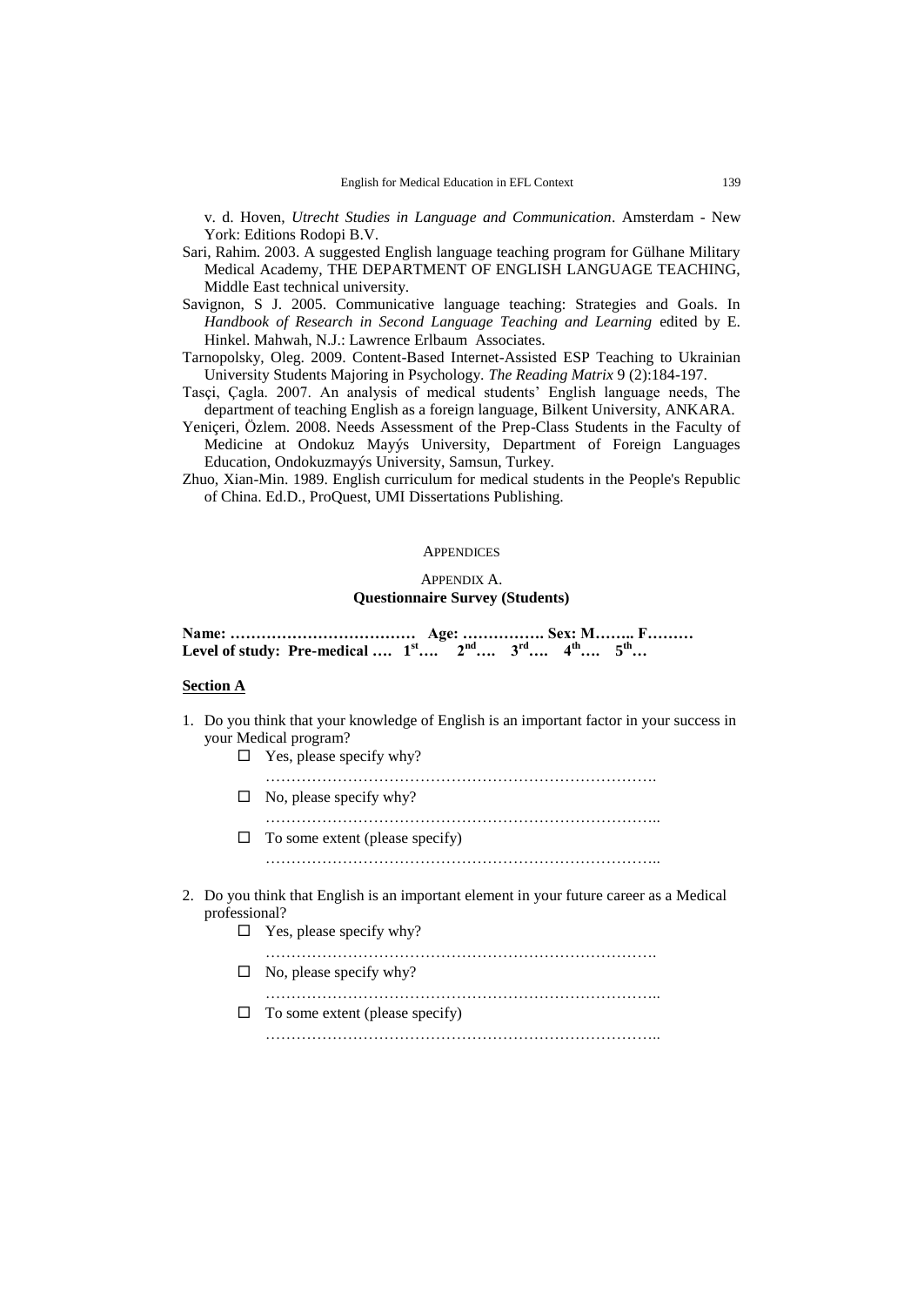v. d. Hoven, *Utrecht Studies in Language and Communication*. Amsterdam - New York: Editions Rodopi B.V.

Sari, Rahim. 2003. A suggested English language teaching program for Gülhane Military Medical Academy, THE DEPARTMENT OF ENGLISH LANGUAGE TEACHING, Middle East technical university.

Savignon, S J. 2005. Communicative language teaching: Strategies and Goals. In *Handbook of Research in Second Language Teaching and Learning* edited by E. Hinkel. Mahwah, N.J.: Lawrence Erlbaum Associates.

Tarnopolsky, Oleg. 2009. Content-Based Internet-Assisted ESP Teaching to Ukrainian University Students Majoring in Psychology. *The Reading Matrix* 9 (2):184-197.

Tasçi, Çagla. 2007. An analysis of medical students' English language needs, The department of teaching English as a foreign language, Bilkent University, ANKARA.

Yeniçeri, Özlem. 2008. Needs Assessment of the Prep-Class Students in the Faculty of Medicine at Ondokuz Mayýs University, Department of Foreign Languages Education, Ondokuzmayýs University, Samsun, Turkey.

Zhuo, Xian-Min. 1989. English curriculum for medical students in the People's Republic of China. Ed.D., ProQuest, UMI Dissertations Publishing.

## APPENDICES

### APPENDIX A.
### Questionnaire Survey (Students)

**Name: ……………………………… Age: ……………. Sex: M…….. F………**
**Level of study: Pre-medical …. 1st…. 2nd…. 3rd…. 4th…. 5th…**

**Section A**

1. Do you think that your knowledge of English is an important factor in your success in your Medical program?
   - ☐ Yes, please specify why?
     ………………………………………………………………….
   - ☐ No, please specify why?
     …………………………………………………………………..
   - ☐ To some extent (please specify)
     …………………………………………………………………..

2. Do you think that English is an important element in your future career as a Medical professional?
   - ☐ Yes, please specify why?
     ………………………………………………………………….
   - ☐ No, please specify why?
     …………………………………………………………………..
   - ☐ To some extent (please specify)
     …………………………………………………………………..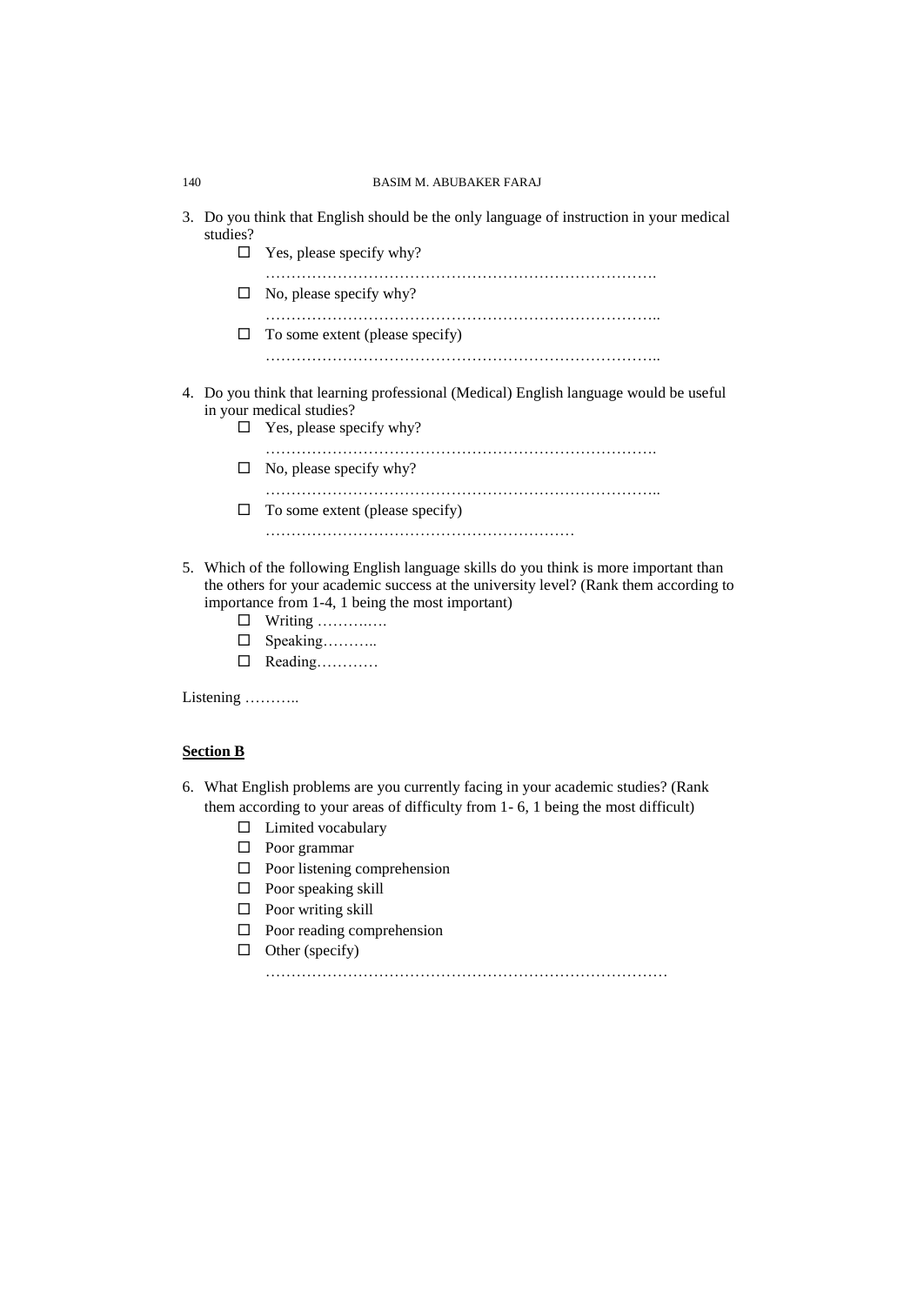3. Do you think that English should be the only language of instruction in your medical studies?
   - ☐ Yes, please specify why?
     ………………………………………………………………….
   - ☐ No, please specify why?
     …………………………………………………………………..
   - ☐ To some extent (please specify)
     …………………………………………………………………..

4. Do you think that learning professional (Medical) English language would be useful in your medical studies?
   - ☐ Yes, please specify why?
     ………………………………………………………………….
   - ☐ No, please specify why?
     …………………………………………………………………..
   - ☐ To some extent (please specify)
     ……………………………………………………

5. Which of the following English language skills do you think is more important than the others for your academic success at the university level? (Rank them according to importance from 1-4, 1 being the most important)
   - ☐ Writing ………..….
   - ☐ Speaking………..
   - ☐ Reading…………

Listening ………..

**Section B**

6. What English problems are you currently facing in your academic studies? (Rank them according to your areas of difficulty from 1- 6, 1 being the most difficult)
   - ☐ Limited vocabulary
   - ☐ Poor grammar
   - ☐ Poor listening comprehension
   - ☐ Poor speaking skill
   - ☐ Poor writing skill
   - ☐ Poor reading comprehension
   - ☐ Other (specify)
     ……………………………………………………………………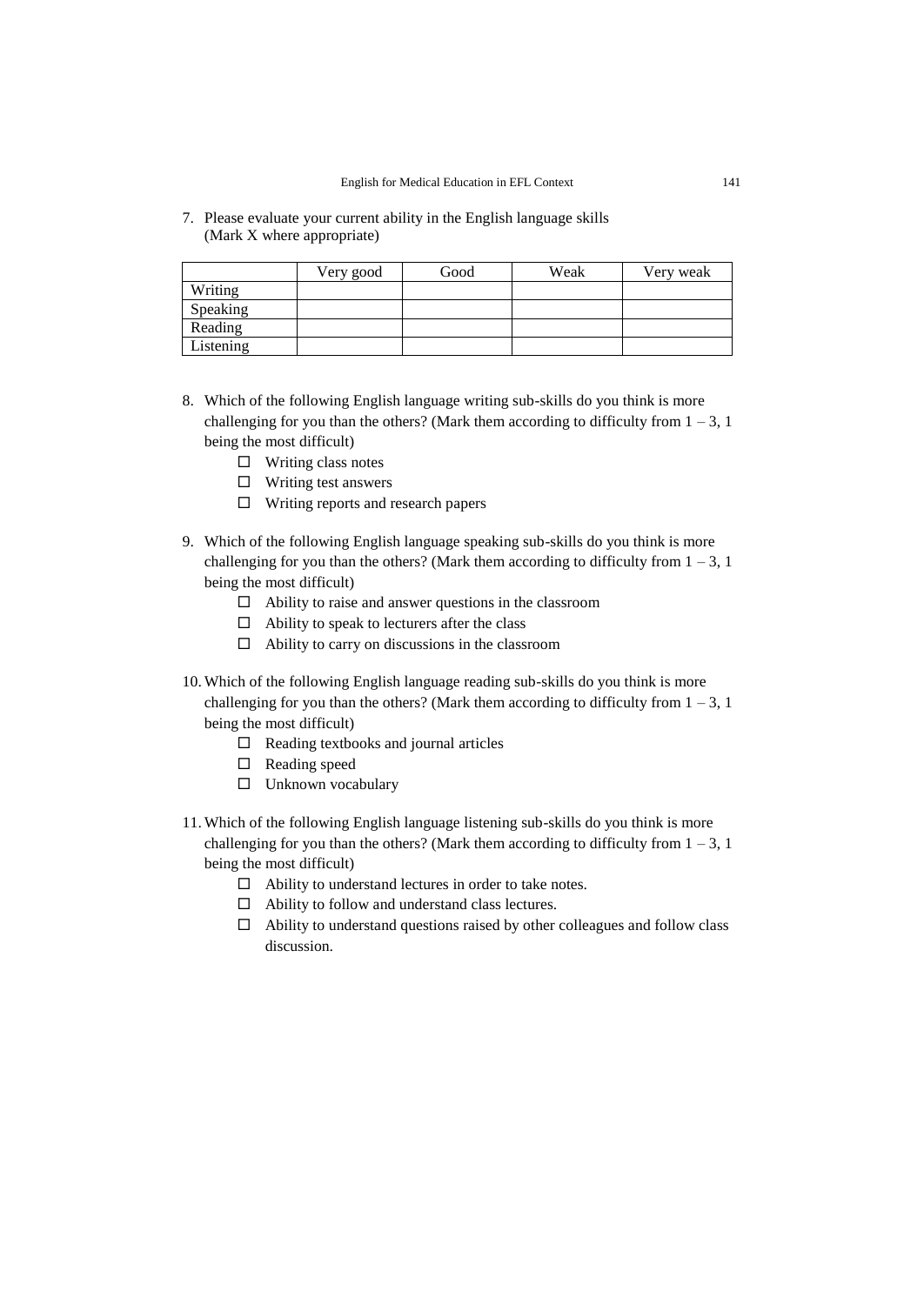7. Please evaluate your current ability in the English language skills
   (Mark X where appropriate)

|  | Very good | Good | Weak | Very weak |
|---|---|---|---|---|
| Writing |  |  |  |  |
| Speaking |  |  |  |  |
| Reading |  |  |  |  |
| Listening |  |  |  |  |

8. Which of the following English language writing sub-skills do you think is more challenging for you than the others? (Mark them according to difficulty from 1 – 3, 1 being the most difficult)
   - ☐ Writing class notes
   - ☐ Writing test answers
   - ☐ Writing reports and research papers

9. Which of the following English language speaking sub-skills do you think is more challenging for you than the others? (Mark them according to difficulty from 1 – 3, 1 being the most difficult)
   - ☐ Ability to raise and answer questions in the classroom
   - ☐ Ability to speak to lecturers after the class
   - ☐ Ability to carry on discussions in the classroom

10. Which of the following English language reading sub-skills do you think is more challenging for you than the others? (Mark them according to difficulty from 1 – 3, 1 being the most difficult)
    - ☐ Reading textbooks and journal articles
    - ☐ Reading speed
    - ☐ Unknown vocabulary

11. Which of the following English language listening sub-skills do you think is more challenging for you than the others? (Mark them according to difficulty from 1 – 3, 1 being the most difficult)
    - ☐ Ability to understand lectures in order to take notes.
    - ☐ Ability to follow and understand class lectures.
    - ☐ Ability to understand questions raised by other colleagues and follow class discussion.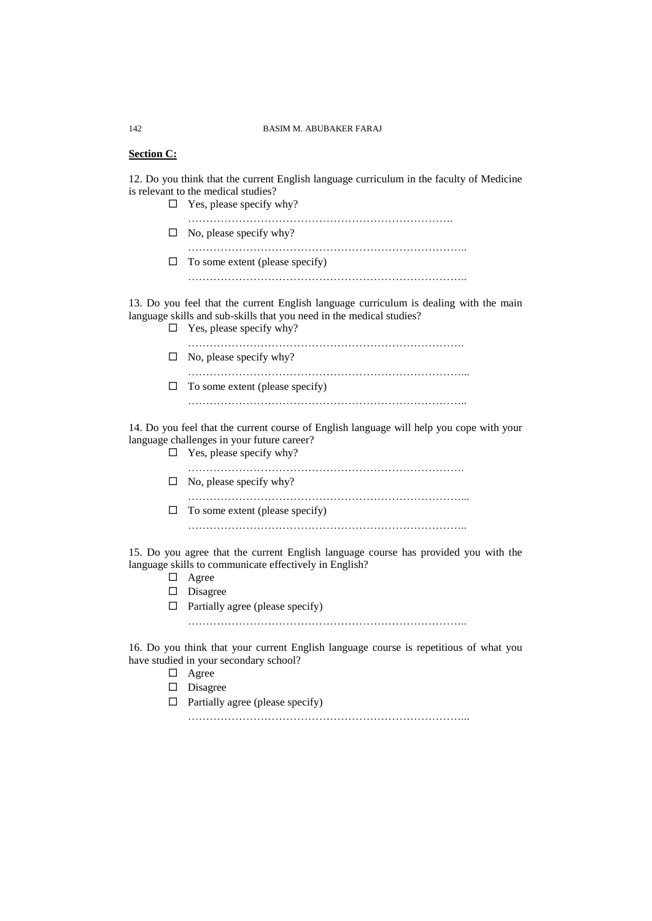**Section C:**

12. Do you think that the current English language curriculum in the faculty of Medicine is relevant to the medical studies?

- ☐ Yes, please specify why?
  ……………………………………………………………….
- ☐ No, please specify why?
  …………………………………………………………………..
- ☐ To some extent (please specify)
  …………………………………………………………………..

13. Do you feel that the current English language curriculum is dealing with the main language skills and sub-skills that you need in the medical studies?

- ☐ Yes, please specify why?
  ………………………………………………………………….
- ☐ No, please specify why?
  …………………………………………………………………...
- ☐ To some extent (please specify)
  …………………………………………………………………..

14. Do you feel that the current course of English language will help you cope with your language challenges in your future career?

- ☐ Yes, please specify why?
  ………………………………………………………………….
- ☐ No, please specify why?
  …………………………………………………………………...
- ☐ To some extent (please specify)
  …………………………………………………………………..

15. Do you agree that the current English language course has provided you with the language skills to communicate effectively in English?

- ☐ Agree
- ☐ Disagree
- ☐ Partially agree (please specify)
  …………………………………………………………………..

16. Do you think that your current English language course is repetitious of what you have studied in your secondary school?

- ☐ Agree
- ☐ Disagree
- ☐ Partially agree (please specify)
  …………………………………………………………………...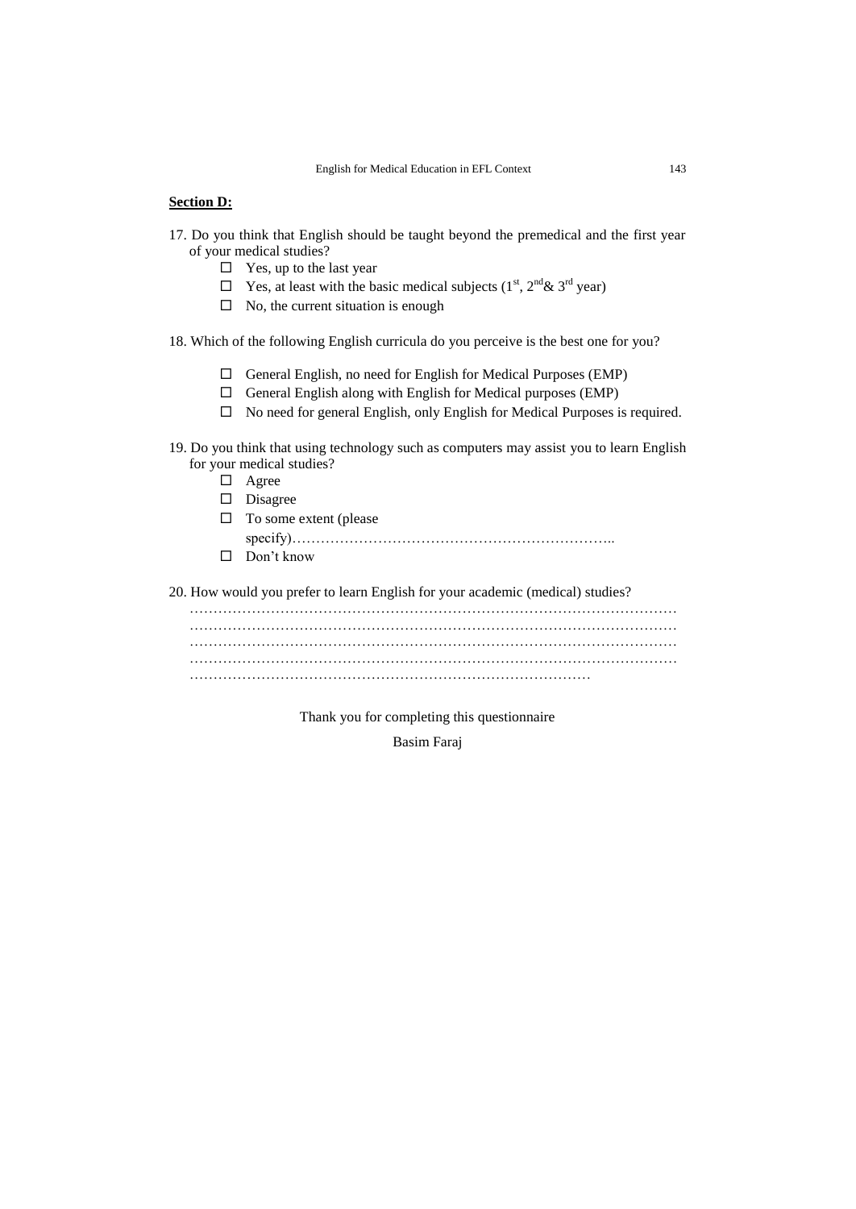**Section D:**

17. Do you think that English should be taught beyond the premedical and the first year of your medical studies?

- ☐ Yes, up to the last year
- ☐ Yes, at least with the basic medical subjects ($1^{st}$, $2^{nd}$& $3^{rd}$ year)
- ☐ No, the current situation is enough

18. Which of the following English curricula do you perceive is the best one for you?

- ☐ General English, no need for English for Medical Purposes (EMP)
- ☐ General English along with English for Medical purposes (EMP)
- ☐ No need for general English, only English for Medical Purposes is required.

19. Do you think that using technology such as computers may assist you to learn English for your medical studies?

- ☐ Agree
- ☐ Disagree
- ☐ To some extent (please specify)…………………………………………………………..
- ☐ Don't know

20. How would you prefer to learn English for your academic (medical) studies?

…………………………………………………………………………………………
…………………………………………………………………………………………
…………………………………………………………………………………………
…………………………………………………………………………………………
…………………………………………………………………………

Thank you for completing this questionnaire

Basim Faraj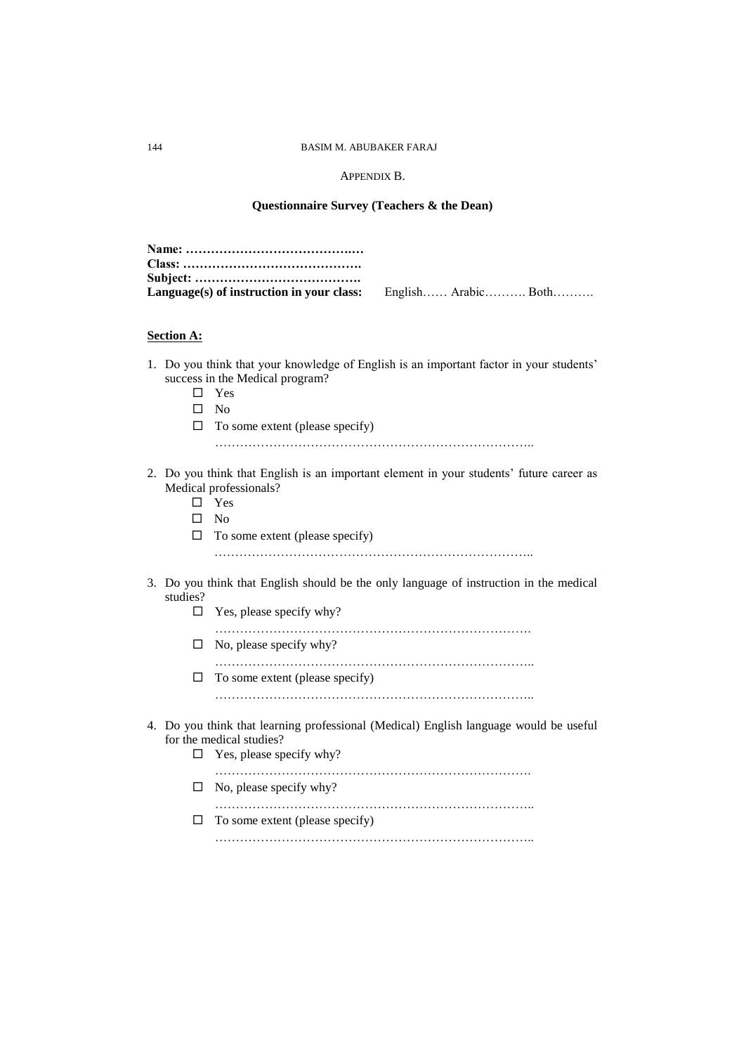### Appendix B.

### Questionnaire Survey (Teachers & the Dean)

**Name: ……………………………….…**
**Class: …………………………………….**
**Subject: ………………………………….**
**Language(s) of instruction in your class:** English…… Arabic………. Both……….

**Section A:**

1. Do you think that your knowledge of English is an important factor in your students' success in the Medical program?
   - ☐ Yes
   - ☐ No
   - ☐ To some extent (please specify)
     …………………………………………………………………..

2. Do you think that English is an important element in your students' future career as Medical professionals?
   - ☐ Yes
   - ☐ No
   - ☐ To some extent (please specify)
     …………………………………………………………………..

3. Do you think that English should be the only language of instruction in the medical studies?
   - ☐ Yes, please specify why?
     ………………………………………………………………….
   - ☐ No, please specify why?
     …………………………………………………………………..
   - ☐ To some extent (please specify)
     …………………………………………………………………..

4. Do you think that learning professional (Medical) English language would be useful for the medical studies?
   - ☐ Yes, please specify why?
     ………………………………………………………………….
   - ☐ No, please specify why?
     …………………………………………………………………..
   - ☐ To some extent (please specify)
     …………………………………………………………………..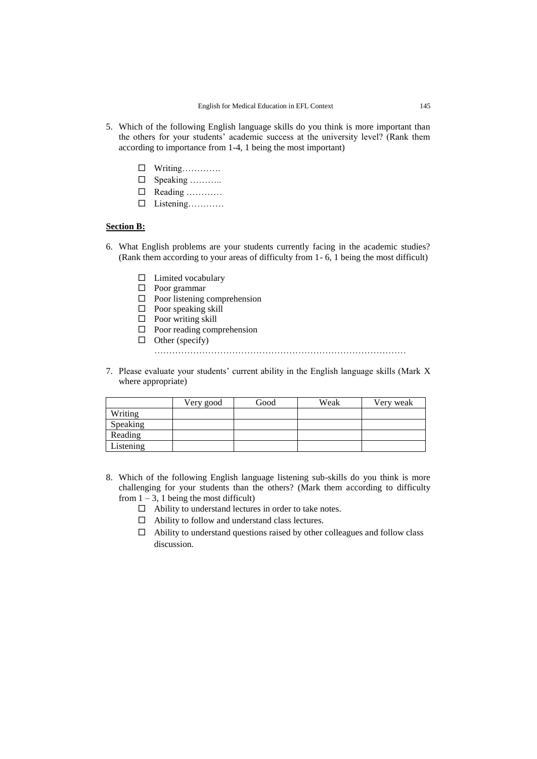5. Which of the following English language skills do you think is more important than the others for your students' academic success at the university level? (Rank them according to importance from 1-4, 1 being the most important)

   - ☐ Writing………….
   - ☐ Speaking ………..
   - ☐ Reading …………
   - ☐ Listening…………

**Section B:**

6. What English problems are your students currently facing in the academic studies? (Rank them according to your areas of difficulty from 1- 6, 1 being the most difficult)

   - ☐ Limited vocabulary
   - ☐ Poor grammar
   - ☐ Poor listening comprehension
   - ☐ Poor speaking skill
   - ☐ Poor writing skill
   - ☐ Poor reading comprehension
   - ☐ Other (specify)

   …………………………………………………………………………

7. Please evaluate your students' current ability in the English language skills (Mark X where appropriate)

| | Very good | Good | Weak | Very weak |
|---|---|---|---|---|
| Writing | | | | |
| Speaking | | | | |
| Reading | | | | |
| Listening | | | | |

8. Which of the following English language listening sub-skills do you think is more challenging for your students than the others? (Mark them according to difficulty from 1 – 3, 1 being the most difficult)
   - ☐ Ability to understand lectures in order to take notes.
   - ☐ Ability to follow and understand class lectures.
   - ☐ Ability to understand questions raised by other colleagues and follow class discussion.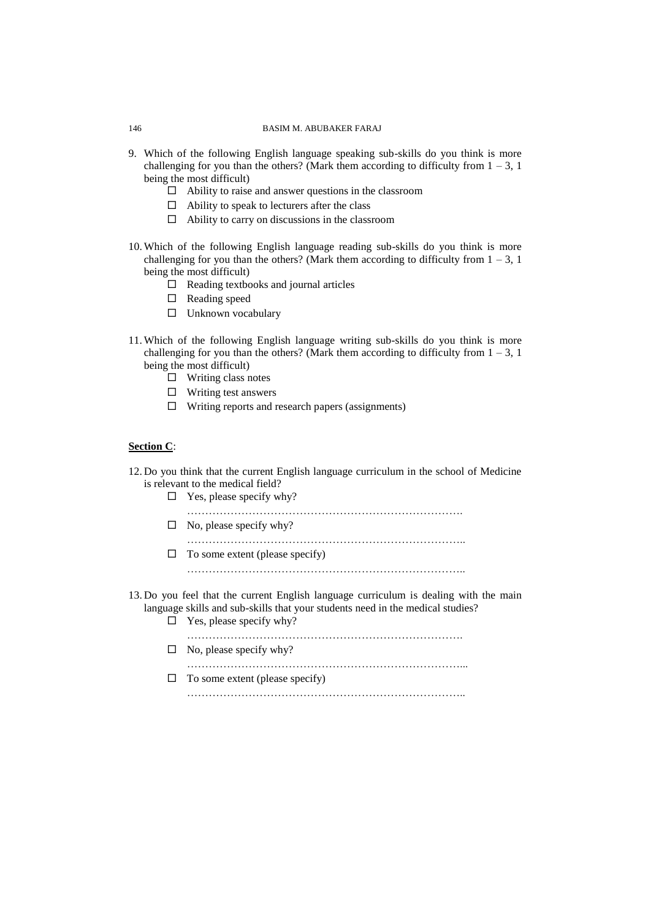9. Which of the following English language speaking sub-skills do you think is more challenging for you than the others? (Mark them according to difficulty from 1 – 3, 1 being the most difficult)
   - ☐ Ability to raise and answer questions in the classroom
   - ☐ Ability to speak to lecturers after the class
   - ☐ Ability to carry on discussions in the classroom

10. Which of the following English language reading sub-skills do you think is more challenging for you than the others? (Mark them according to difficulty from 1 – 3, 1 being the most difficult)
    - ☐ Reading textbooks and journal articles
    - ☐ Reading speed
    - ☐ Unknown vocabulary

11. Which of the following English language writing sub-skills do you think is more challenging for you than the others? (Mark them according to difficulty from 1 – 3, 1 being the most difficult)
    - ☐ Writing class notes
    - ☐ Writing test answers
    - ☐ Writing reports and research papers (assignments)

**<u>Section C</u>**:

12. Do you think that the current English language curriculum in the school of Medicine is relevant to the medical field?
    - ☐ Yes, please specify why?
      …………………………………………………………………….
    - ☐ No, please specify why?
      ……………………………………………………………………..
    - ☐ To some extent (please specify)
      ……………………………………………………………………..

13. Do you feel that the current English language curriculum is dealing with the main language skills and sub-skills that your students need in the medical studies?
    - ☐ Yes, please specify why?
      …………………………………………………………………….
    - ☐ No, please specify why?
      ……………………………………………………………………...
    - ☐ To some extent (please specify)
      ……………………………………………………………………..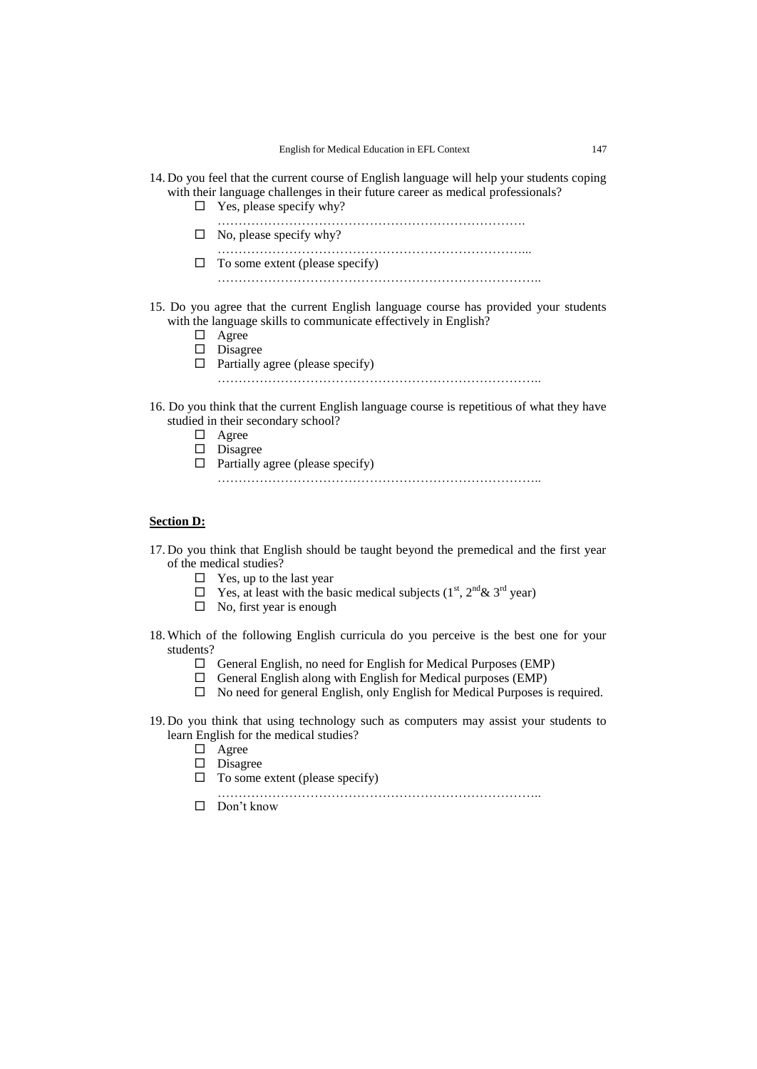14. Do you feel that the current course of English language will help your students coping with their language challenges in their future career as medical professionals?
    - ☐ Yes, please specify why?
      ……………………………………………………………….
    - ☐ No, please specify why?
      ……………………………………………………………....
    - ☐ To some extent (please specify)
      …………………………………………………………………..

15. Do you agree that the current English language course has provided your students with the language skills to communicate effectively in English?
    - ☐ Agree
    - ☐ Disagree
    - ☐ Partially agree (please specify)
      …………………………………………………………………..

16. Do you think that the current English language course is repetitious of what they have studied in their secondary school?
    - ☐ Agree
    - ☐ Disagree
    - ☐ Partially agree (please specify)
      …………………………………………………………………..

**Section D:**

17. Do you think that English should be taught beyond the premedical and the first year of the medical studies?
    - ☐ Yes, up to the last year
    - ☐ Yes, at least with the basic medical subjects (1st, 2nd & 3rd year)
    - ☐ No, first year is enough

18. Which of the following English curricula do you perceive is the best one for your students?
    - ☐ General English, no need for English for Medical Purposes (EMP)
    - ☐ General English along with English for Medical purposes (EMP)
    - ☐ No need for general English, only English for Medical Purposes is required.

19. Do you think that using technology such as computers may assist your students to learn English for the medical studies?
    - ☐ Agree
    - ☐ Disagree
    - ☐ To some extent (please specify)
      …………………………………………………………………..
    - ☐ Don't know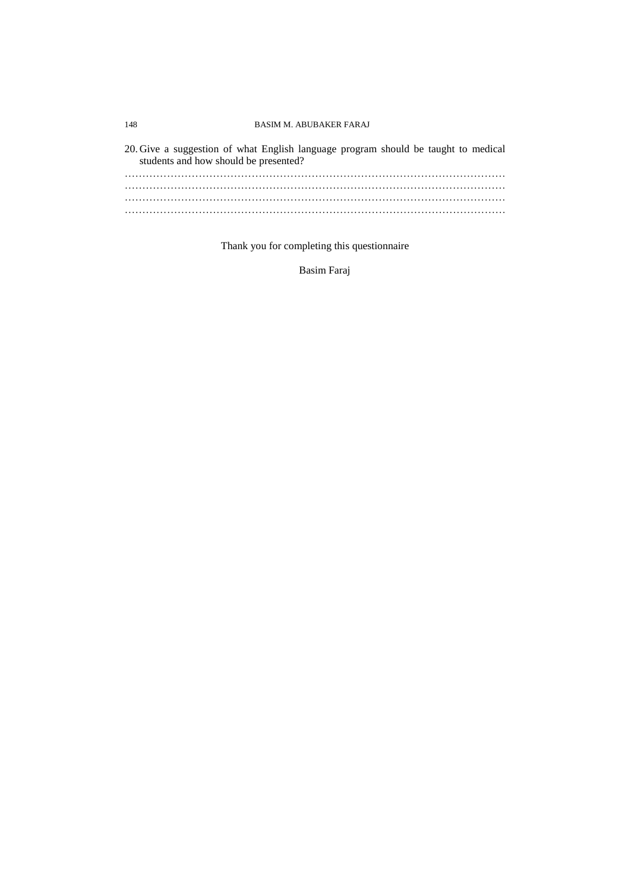20. Give a suggestion of what English language program should be taught to medical students and how should be presented?

…………………………………………………………………………………………………
…………………………………………………………………………………………………
…………………………………………………………………………………………………
…………………………………………………………………………………………………

Thank you for completing this questionnaire

Basim Faraj